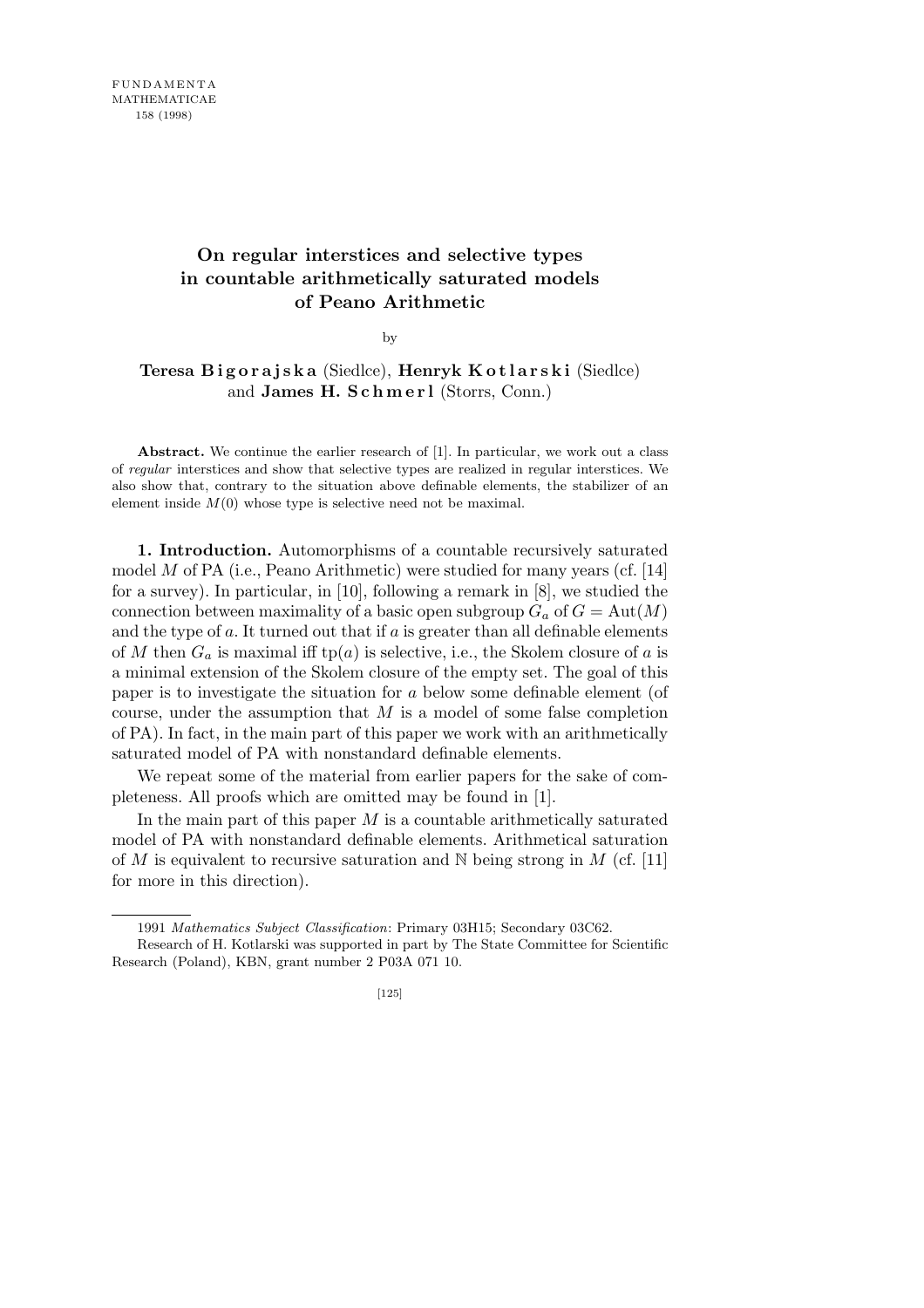# On regular interstices and selective types in countable arithmetically saturated models of Peano Arithmetic

by

**Teresa Bigorajska** (Siedlce), **Henryk Kotlarski** (Siedlce) and **James H. Schmerl** (Storrs, Conn.)

**Abstract.** We continue the earlier research of [1]. In particular, we work out a class of *regular* interstices and show that selective types are realized in regular interstices. We also show that, contrary to the situation above definable elements, the stabilizer of an element inside $M(0)$ whose type is selective need not be maximal.

**1. Introduction.** Automorphisms of a countable recursively saturated model $M$ of PA (i.e., Peano Arithmetic) were studied for many years (cf. [14] for a survey). In particular, in [10], following a remark in [8], we studied the connection between maximality of a basic open subgroup $G_a$ of $G = \mathrm{Aut}(M)$ and the type of $a$. It turned out that if $a$ is greater than all definable elements of $M$ then $G_a$ is maximal iff $\mathrm{tp}(a)$ is selective, i.e., the Skolem closure of $a$ is a minimal extension of the Skolem closure of the empty set. The goal of this paper is to investigate the situation for $a$ below some definable element (of course, under the assumption that $M$ is a model of some false completion of PA). In fact, in the main part of this paper we work with an arithmetically saturated model of PA with nonstandard definable elements.

We repeat some of the material from earlier papers for the sake of completeness. All proofs which are omitted may be found in [1].

In the main part of this paper $M$ is a countable arithmetically saturated model of PA with nonstandard definable elements. Arithmetical saturation of $M$ is equivalent to recursive saturation and $\mathbb{N}$ being strong in $M$ (cf. [11] for more in this direction).

---

1991 *Mathematics Subject Classification*: Primary 03H15; Secondary 03C62.

Research of H. Kotlarski was supported in part by The State Committee for Scientific Research (Poland), KBN, grant number 2 P03A 071 10.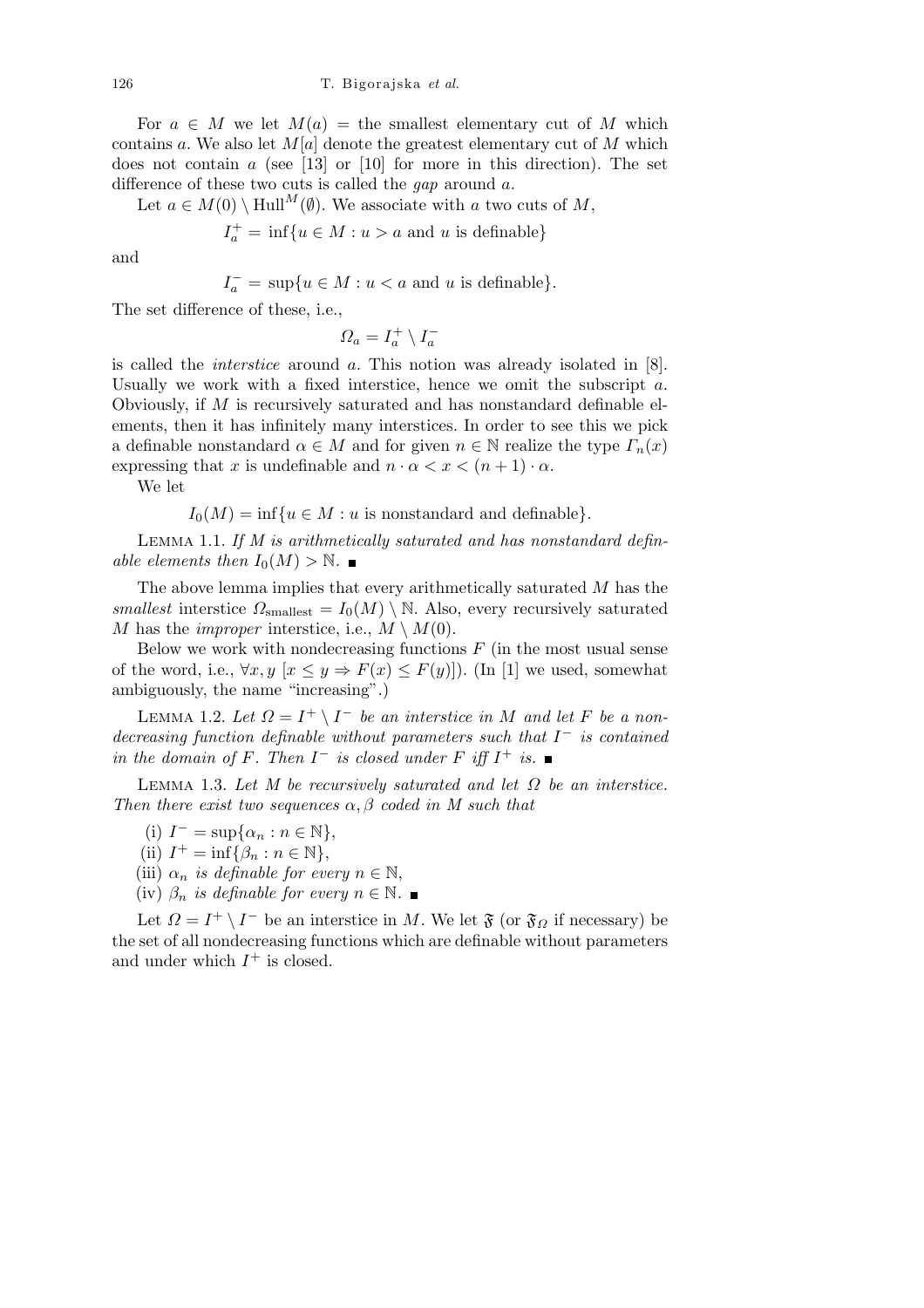For $a \in M$ we let $M(a)$ = the smallest elementary cut of $M$ which contains $a$. We also let $M[a]$ denote the greatest elementary cut of $M$ which does not contain $a$ (see [13] or [10] for more in this direction). The set difference of these two cuts is called the *gap* around $a$.

Let $a \in M(0) \setminus \mathrm{Hull}^M(\emptyset)$. We associate with $a$ two cuts of $M$,

$$I_a^+ = \inf\{u \in M : u > a \text{ and } u \text{ is definable}\}$$

and

$$I_a^- = \sup\{u \in M : u < a \text{ and } u \text{ is definable}\}.$$

The set difference of these, i.e.,

$$\Omega_a = I_a^+ \setminus I_a^-$$

is called the *interstice* around $a$. This notion was already isolated in [8]. Usually we work with a fixed interstice, hence we omit the subscript $a$. Obviously, if $M$ is recursively saturated and has nonstandard definable elements, then it has infinitely many interstices. In order to see this we pick a definable nonstandard $\alpha \in M$ and for given $n \in \mathbb{N}$ realize the type $\Gamma_n(x)$ expressing that $x$ is undefinable and $n \cdot \alpha < x < (n+1) \cdot \alpha$.

We let

$$I_0(M) = \inf\{u \in M : u \text{ is nonstandard and definable}\}.$$

Lemma 1.1. *If $M$ is arithmetically saturated and has nonstandard definable elements then $I_0(M) > \mathbb{N}$.* ∎

The above lemma implies that every arithmetically saturated $M$ has the *smallest* interstice $\Omega_{\mathrm{smallest}} = I_0(M) \setminus \mathbb{N}$. Also, every recursively saturated $M$ has the *improper* interstice, i.e., $M \setminus M(0)$.

Below we work with nondecreasing functions $F$ (in the most usual sense of the word, i.e., $\forall x, y\ [x \le y \Rightarrow F(x) \le F(y)]$). (In [1] we used, somewhat ambiguously, the name "increasing".)

Lemma 1.2. *Let $\Omega = I^+ \setminus I^-$ be an interstice in $M$ and let $F$ be a nondecreasing function definable without parameters such that $I^-$ is contained in the domain of $F$. Then $I^-$ is closed under $F$ iff $I^+$ is.* ∎

Lemma 1.3. *Let $M$ be recursively saturated and let $\Omega$ be an interstice. Then there exist two sequences $\alpha, \beta$ coded in $M$ such that*

(i) $I^- = \sup\{\alpha_n : n \in \mathbb{N}\}$,
(ii) $I^+ = \inf\{\beta_n : n \in \mathbb{N}\}$,
(iii) *$\alpha_n$ is definable for every $n \in \mathbb{N}$,*
(iv) *$\beta_n$ is definable for every $n \in \mathbb{N}$.* ∎

Let $\Omega = I^+ \setminus I^-$ be an interstice in $M$. We let $\mathfrak{F}$ (or $\mathfrak{F}_\Omega$ if necessary) be the set of all nondecreasing functions which are definable without parameters and under which $I^+$ is closed.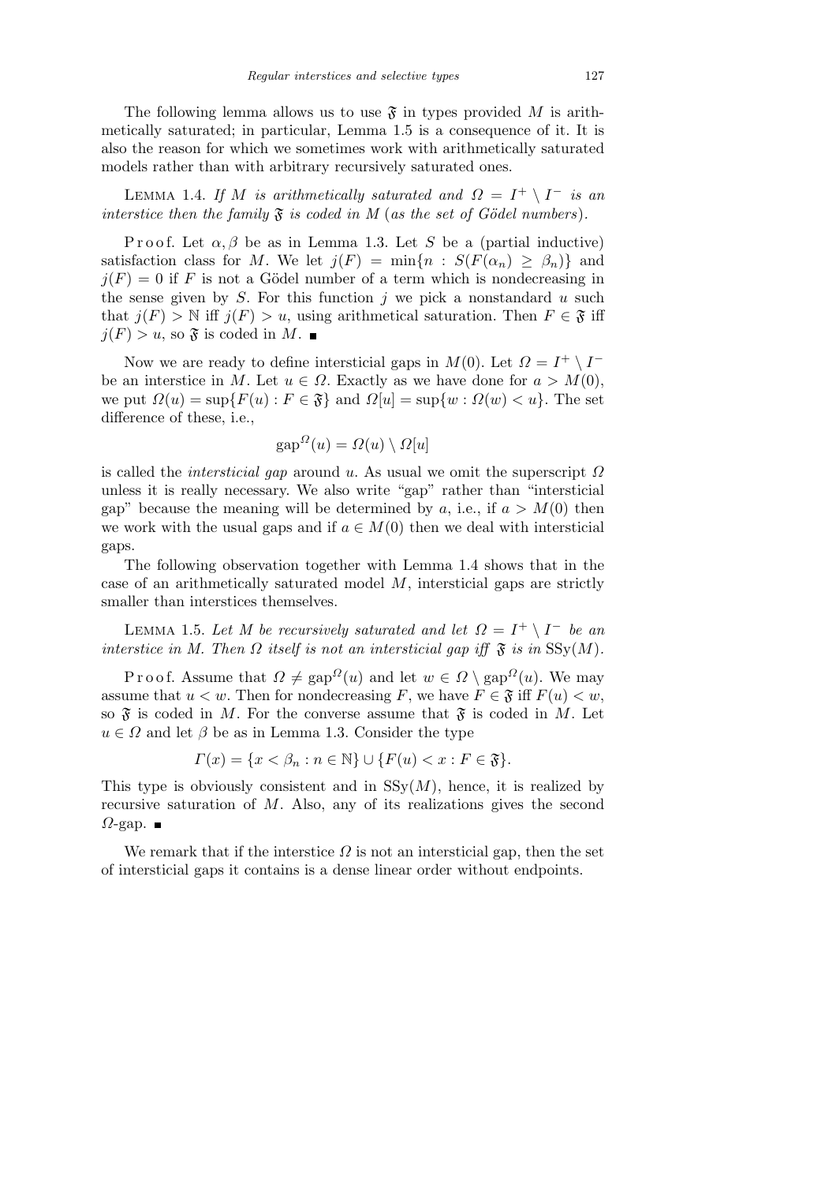The following lemma allows us to use $\mathfrak{F}$ in types provided $M$ is arithmetically saturated; in particular, Lemma 1.5 is a consequence of it. It is also the reason for which we sometimes work with arithmetically saturated models rather than with arbitrary recursively saturated ones.

Lemma 1.4. *If $M$ is arithmetically saturated and $\Omega = I^+ \setminus I^-$ is an interstice then the family $\mathfrak{F}$ is coded in $M$ (as the set of Gödel numbers).*

Proof. Let $\alpha, \beta$ be as in Lemma 1.3. Let $S$ be a (partial inductive) satisfaction class for $M$. We let $j(F) = \min\{n : S(F(\alpha_n) \geq \beta_n)\}$ and $j(F) = 0$ if $F$ is not a Gödel number of a term which is nondecreasing in the sense given by $S$. For this function $j$ we pick a nonstandard $u$ such that $j(F) > \mathbb{N}$ iff $j(F) > u$, using arithmetical saturation. Then $F \in \mathfrak{F}$ iff $j(F) > u$, so $\mathfrak{F}$ is coded in $M$. ■

Now we are ready to define intersticial gaps in $M(0)$. Let $\Omega = I^+ \setminus I^-$ be an interstice in $M$. Let $u \in \Omega$. Exactly as we have done for $a > M(0)$, we put $\Omega(u) = \sup\{F(u) : F \in \mathfrak{F}\}$ and $\Omega[u] = \sup\{w : \Omega(w) < u\}$. The set difference of these, i.e.,

$$\mathrm{gap}^{\Omega}(u) = \Omega(u) \setminus \Omega[u]$$

is called the *intersticial gap* around $u$. As usual we omit the superscript $\Omega$ unless it is really necessary. We also write "gap" rather than "intersticial gap" because the meaning will be determined by $a$, i.e., if $a > M(0)$ then we work with the usual gaps and if $a \in M(0)$ then we deal with intersticial gaps.

The following observation together with Lemma 1.4 shows that in the case of an arithmetically saturated model $M$, intersticial gaps are strictly smaller than interstices themselves.

Lemma 1.5. *Let $M$ be recursively saturated and let $\Omega = I^+ \setminus I^-$ be an interstice in $M$. Then $\Omega$ itself is not an intersticial gap iff $\mathfrak{F}$ is in $\mathrm{SSy}(M)$.*

Proof. Assume that $\Omega \neq \mathrm{gap}^{\Omega}(u)$ and let $w \in \Omega \setminus \mathrm{gap}^{\Omega}(u)$. We may assume that $u < w$. Then for nondecreasing $F$, we have $F \in \mathfrak{F}$ iff $F(u) < w$, so $\mathfrak{F}$ is coded in $M$. For the converse assume that $\mathfrak{F}$ is coded in $M$. Let $u \in \Omega$ and let $\beta$ be as in Lemma 1.3. Consider the type

$$\Gamma(x) = \{x < \beta_n : n \in \mathbb{N}\} \cup \{F(u) < x : F \in \mathfrak{F}\}.$$

This type is obviously consistent and in $\mathrm{SSy}(M)$, hence, it is realized by recursive saturation of $M$. Also, any of its realizations gives the second $\Omega$-gap. ■

We remark that if the interstice $\Omega$ is not an intersticial gap, then the set of intersticial gaps it contains is a dense linear order without endpoints.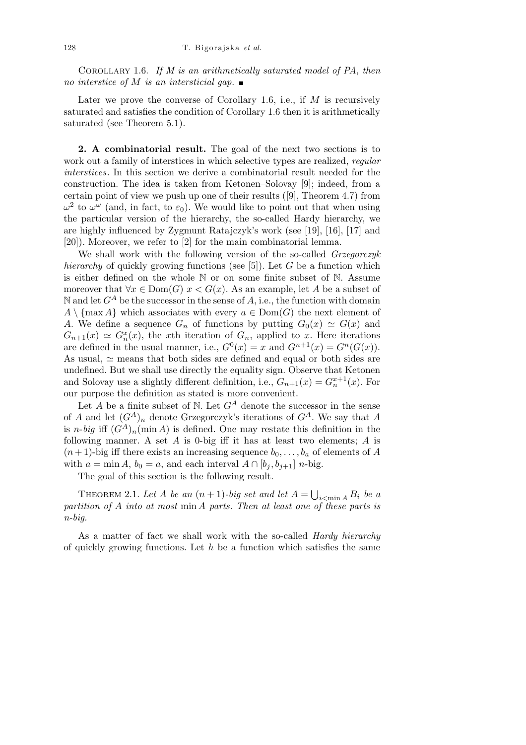COROLLARY 1.6. *If $M$ is an arithmetically saturated model of PA, then no interstice of $M$ is an interstitial gap.* ∎

Later we prove the converse of Corollary 1.6, i.e., if $M$ is recursively saturated and satisfies the condition of Corollary 1.6 then it is arithmetically saturated (see Theorem 5.1).

**2. A combinatorial result.** The goal of the next two sections is to work out a family of interstices in which selective types are realized, *regular interstices*. In this section we derive a combinatorial result needed for the construction. The idea is taken from Ketonen–Solovay [9]; indeed, from a certain point of view we push up one of their results ([9], Theorem 4.7) from $\omega^2$ to $\omega^\omega$ (and, in fact, to $\varepsilon_0$). We would like to point out that when using the particular version of the hierarchy, the so-called Hardy hierarchy, we are highly influenced by Zygmunt Ratajczyk's work (see [19], [16], [17] and [20]). Moreover, we refer to [2] for the main combinatorial lemma.

We shall work with the following version of the so-called *Grzegorczyk hierarchy* of quickly growing functions (see [5]). Let $G$ be a function which is either defined on the whole $\mathbb{N}$ or on some finite subset of $\mathbb{N}$. Assume moreover that $\forall x \in \mathrm{Dom}(G)\ x < G(x)$. As an example, let $A$ be a subset of $\mathbb{N}$ and let $G^A$ be the successor in the sense of $A$, i.e., the function with domain $A \setminus \{\max A\}$ which associates with every $a \in \mathrm{Dom}(G)$ the next element of $A$. We define a sequence $G_n$ of functions by putting $G_0(x) \simeq G(x)$ and $G_{n+1}(x) \simeq G_n^x(x)$, the $x$th iteration of $G_n$, applied to $x$. Here iterations are defined in the usual manner, i.e., $G^0(x) = x$ and $G^{n+1}(x) = G^n(G(x))$. As usual, $\simeq$ means that both sides are defined and equal or both sides are undefined. But we shall use directly the equality sign. Observe that Ketonen and Solovay use a slightly different definition, i.e., $G_{n+1}(x) = G_n^{x+1}(x)$. For our purpose the definition as stated is more convenient.

Let $A$ be a finite subset of $\mathbb{N}$. Let $G^A$ denote the successor in the sense of $A$ and let $(G^A)_n$ denote Grzegorczyk's iterations of $G^A$. We say that $A$ is *$n$-big* iff $(G^A)_n(\min A)$ is defined. One may restate this definition in the following manner. A set $A$ is 0-big iff it has at least two elements; $A$ is $(n+1)$-big iff there exists an increasing sequence $b_0, \ldots, b_a$ of elements of $A$ with $a = \min A$, $b_0 = a$, and each interval $A \cap [b_j, b_{j+1}]$ $n$-big.

The goal of this section is the following result.

THEOREM 2.1. *Let $A$ be an $(n+1)$-big set and let $A = \bigcup_{i<\min A} B_i$ be a partition of $A$ into at most $\min A$ parts. Then at least one of these parts is $n$-big.*

As a matter of fact we shall work with the so-called *Hardy hierarchy* of quickly growing functions. Let $h$ be a function which satisfies the same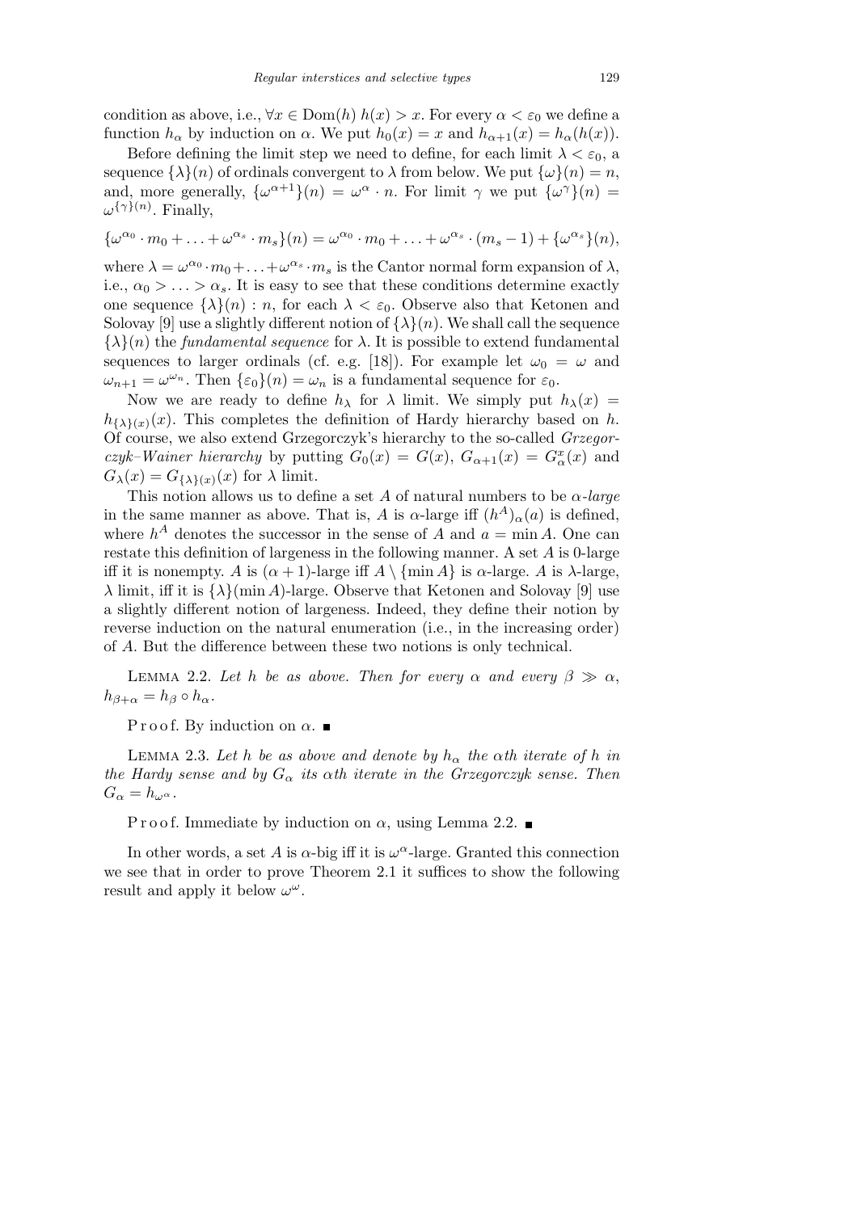condition as above, i.e., $\forall x \in \mathrm{Dom}(h)\ h(x) > x$. For every $\alpha < \varepsilon_0$ we define a function $h_\alpha$ by induction on $\alpha$. We put $h_0(x) = x$ and $h_{\alpha+1}(x) = h_\alpha(h(x))$.

Before defining the limit step we need to define, for each limit $\lambda < \varepsilon_0$, a sequence $\{\lambda\}(n)$ of ordinals convergent to $\lambda$ from below. We put $\{\omega\}(n) = n$, and, more generally, $\{\omega^{\alpha+1}\}(n) = \omega^\alpha \cdot n$. For limit $\gamma$ we put $\{\omega^\gamma\}(n) = \omega^{\{\gamma\}(n)}$. Finally,

$$\{\omega^{\alpha_0} \cdot m_0 + \ldots + \omega^{\alpha_s} \cdot m_s\}(n) = \omega^{\alpha_0} \cdot m_0 + \ldots + \omega^{\alpha_s} \cdot (m_s - 1) + \{\omega^{\alpha_s}\}(n),$$

where $\lambda = \omega^{\alpha_0} \cdot m_0 + \ldots + \omega^{\alpha_s} \cdot m_s$ is the Cantor normal form expansion of $\lambda$, i.e., $\alpha_0 > \ldots > \alpha_s$. It is easy to see that these conditions determine exactly one sequence $\{\lambda\}(n) : n$, for each $\lambda < \varepsilon_0$. Observe also that Ketonen and Solovay [9] use a slightly different notion of $\{\lambda\}(n)$. We shall call the sequence $\{\lambda\}(n)$ the *fundamental sequence* for $\lambda$. It is possible to extend fundamental sequences to larger ordinals (cf. e.g. [18]). For example let $\omega_0 = \omega$ and $\omega_{n+1} = \omega^{\omega_n}$. Then $\{\varepsilon_0\}(n) = \omega_n$ is a fundamental sequence for $\varepsilon_0$.

Now we are ready to define $h_\lambda$ for $\lambda$ limit. We simply put $h_\lambda(x) = h_{\{\lambda\}(x)}(x)$. This completes the definition of Hardy hierarchy based on $h$. Of course, we also extend Grzegorczyk's hierarchy to the so-called *Grzegorczyk–Wainer hierarchy* by putting $G_0(x) = G(x)$, $G_{\alpha+1}(x) = G^x_\alpha(x)$ and $G_\lambda(x) = G_{\{\lambda\}(x)}(x)$ for $\lambda$ limit.

This notion allows us to define a set $A$ of natural numbers to be $\alpha$*-large* in the same manner as above. That is, $A$ is $\alpha$-large iff $(h^A)_\alpha(a)$ is defined, where $h^A$ denotes the successor in the sense of $A$ and $a = \min A$. One can restate this definition of largeness in the following manner. A set $A$ is 0-large iff it is nonempty. $A$ is $(\alpha + 1)$-large iff $A \setminus \{\min A\}$ is $\alpha$-large. $A$ is $\lambda$-large, $\lambda$ limit, iff it is $\{\lambda\}(\min A)$-large. Observe that Ketonen and Solovay [9] use a slightly different notion of largeness. Indeed, they define their notion by reverse induction on the natural enumeration (i.e., in the increasing order) of $A$. But the difference between these two notions is only technical.

Lemma 2.2. *Let $h$ be as above. Then for every $\alpha$ and every $\beta \gg \alpha$, $h_{\beta+\alpha} = h_\beta \circ h_\alpha$.*

Proof. By induction on $\alpha$. ∎

Lemma 2.3. *Let $h$ be as above and denote by $h_\alpha$ the $\alpha$th iterate of $h$ in the Hardy sense and by $G_\alpha$ its $\alpha$th iterate in the Grzegorczyk sense. Then $G_\alpha = h_{\omega^\alpha}$.*

Proof. Immediate by induction on $\alpha$, using Lemma 2.2. ∎

In other words, a set $A$ is $\alpha$-big iff it is $\omega^\alpha$-large. Granted this connection we see that in order to prove Theorem 2.1 it suffices to show the following result and apply it below $\omega^\omega$.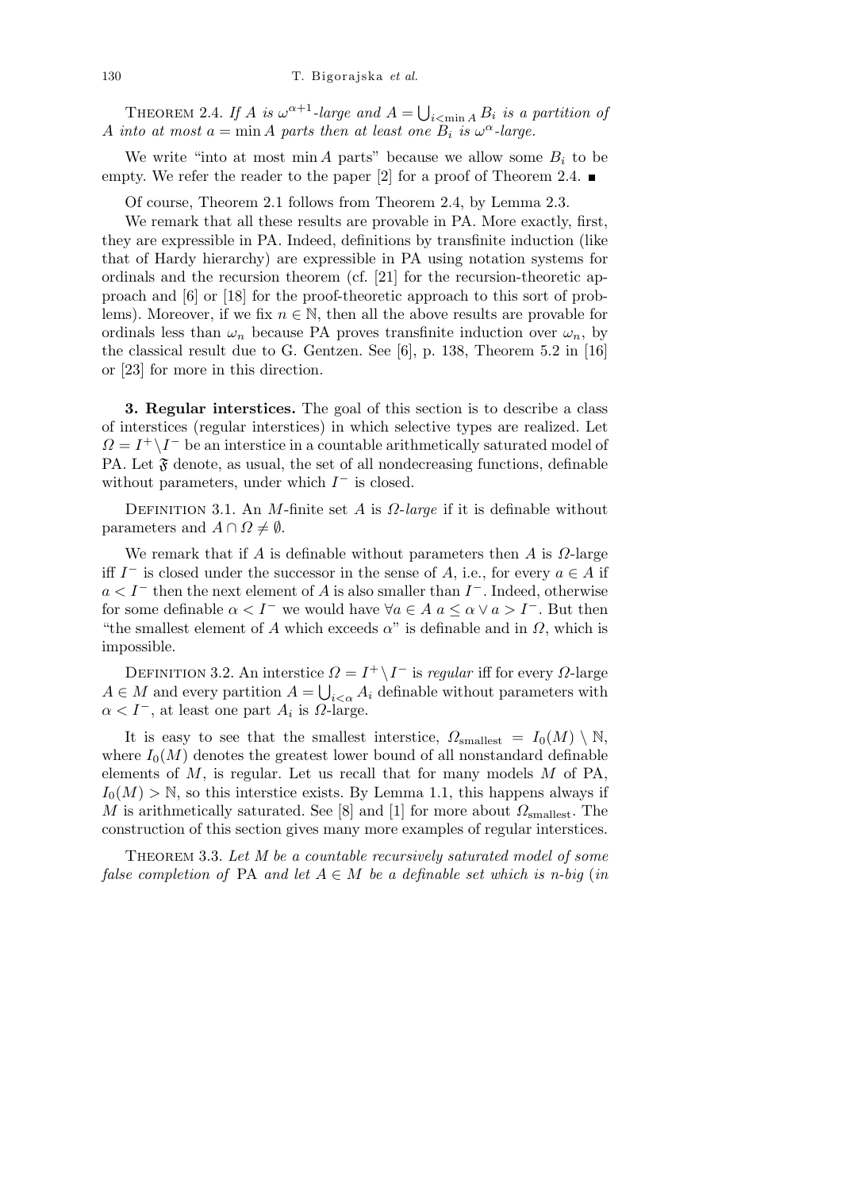Theorem 2.4. *If $A$ is $\omega^{\alpha+1}$-large and $A = \bigcup_{i<\min A} B_i$ is a partition of $A$ into at most $a = \min A$ parts then at least one $B_i$ is $\omega^{\alpha}$-large.*

We write "into at most $\min A$ parts" because we allow some $B_i$ to be empty. We refer the reader to the paper [2] for a proof of Theorem 2.4. ∎

Of course, Theorem 2.1 follows from Theorem 2.4, by Lemma 2.3.

We remark that all these results are provable in PA. More exactly, first, they are expressible in PA. Indeed, definitions by transfinite induction (like that of Hardy hierarchy) are expressible in PA using notation systems for ordinals and the recursion theorem (cf. [21] for the recursion-theoretic approach and [6] or [18] for the proof-theoretic approach to this sort of problems). Moreover, if we fix $n \in \mathbb{N}$, then all the above results are provable for ordinals less than $\omega_n$ because PA proves transfinite induction over $\omega_n$, by the classical result due to G. Gentzen. See [6], p. 138, Theorem 5.2 in [16] or [23] for more in this direction.

## 3. Regular interstices.

The goal of this section is to describe a class of interstices (regular interstices) in which selective types are realized. Let $\Omega = I^+ \setminus I^-$ be an interstice in a countable arithmetically saturated model of PA. Let $\mathfrak{F}$ denote, as usual, the set of all nondecreasing functions, definable without parameters, under which $I^-$ is closed.

Definition 3.1. An $M$-finite set $A$ is *$\Omega$-large* if it is definable without parameters and $A \cap \Omega \neq \emptyset$.

We remark that if $A$ is definable without parameters then $A$ is $\Omega$-large iff $I^-$ is closed under the successor in the sense of $A$, i.e., for every $a \in A$ if $a < I^-$ then the next element of $A$ is also smaller than $I^-$. Indeed, otherwise for some definable $\alpha < I^-$ we would have $\forall a \in A \; a \leq \alpha \vee a > I^-$. But then "the smallest element of $A$ which exceeds $\alpha$" is definable and in $\Omega$, which is impossible.

Definition 3.2. An interstice $\Omega = I^+ \setminus I^-$ is *regular* iff for every $\Omega$-large $A \in M$ and every partition $A = \bigcup_{i<\alpha} A_i$ definable without parameters with $\alpha < I^-$, at least one part $A_i$ is $\Omega$-large.

It is easy to see that the smallest interstice, $\Omega_{\text{smallest}} = I_0(M) \setminus \mathbb{N}$, where $I_0(M)$ denotes the greatest lower bound of all nonstandard definable elements of $M$, is regular. Let us recall that for many models $M$ of PA, $I_0(M) > \mathbb{N}$, so this interstice exists. By Lemma 1.1, this happens always if $M$ is arithmetically saturated. See [8] and [1] for more about $\Omega_{\text{smallest}}$. The construction of this section gives many more examples of regular interstices.

Theorem 3.3. *Let $M$ be a countable recursively saturated model of some false completion of* PA *and let $A \in M$ be a definable set which is $n$-big* (*in*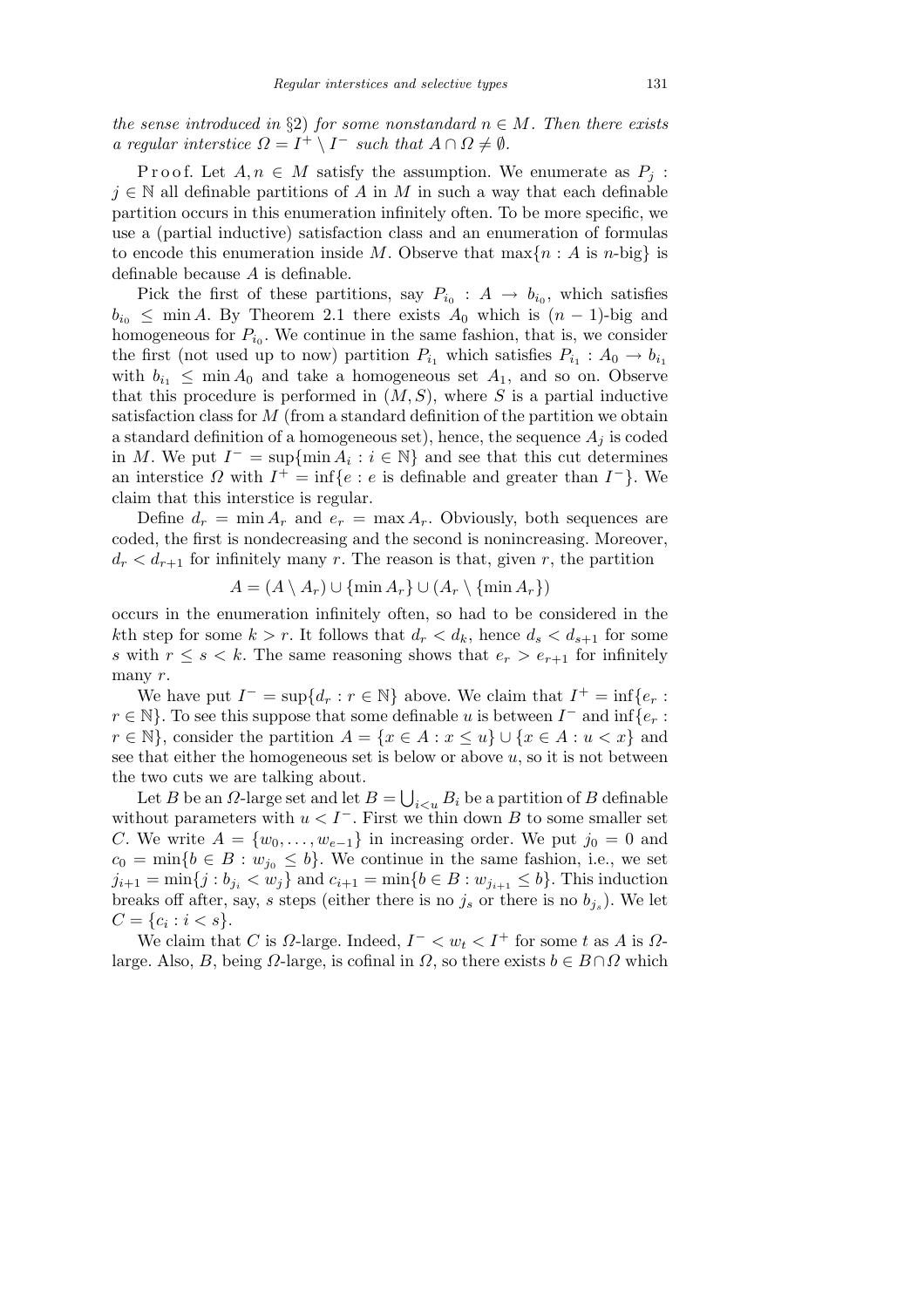*the sense introduced in* §2) *for some nonstandard* $n \in M$. *Then there exists a regular interstice* $\Omega = I^+ \setminus I^-$ *such that* $A \cap \Omega \neq \emptyset$.

Proof. Let $A, n \in M$ satisfy the assumption. We enumerate as $P_j : j \in \mathbb{N}$ all definable partitions of $A$ in $M$ in such a way that each definable partition occurs in this enumeration infinitely often. To be more specific, we use a (partial inductive) satisfaction class and an enumeration of formulas to encode this enumeration inside $M$. Observe that $\max\{n : A \text{ is } n\text{-big}\}$ is definable because $A$ is definable.

Pick the first of these partitions, say $P_{i_0} : A \to b_{i_0}$, which satisfies $b_{i_0} \leq \min A$. By Theorem 2.1 there exists $A_0$ which is $(n-1)$-big and homogeneous for $P_{i_0}$. We continue in the same fashion, that is, we consider the first (not used up to now) partition $P_{i_1}$ which satisfies $P_{i_1} : A_0 \to b_{i_1}$ with $b_{i_1} \leq \min A_0$ and take a homogeneous set $A_1$, and so on. Observe that this procedure is performed in $(M, S)$, where $S$ is a partial inductive satisfaction class for $M$ (from a standard definition of the partition we obtain a standard definition of a homogeneous set), hence, the sequence $A_j$ is coded in $M$. We put $I^- = \sup\{\min A_i : i \in \mathbb{N}\}$ and see that this cut determines an interstice $\Omega$ with $I^+ = \inf\{e : e \text{ is definable and greater than } I^-\}$. We claim that this interstice is regular.

Define $d_r = \min A_r$ and $e_r = \max A_r$. Obviously, both sequences are coded, the first is nondecreasing and the second is nonincreasing. Moreover, $d_r < d_{r+1}$ for infinitely many $r$. The reason is that, given $r$, the partition

$$A = (A \setminus A_r) \cup \{\min A_r\} \cup (A_r \setminus \{\min A_r\})$$

occurs in the enumeration infinitely often, so had to be considered in the $k$th step for some $k > r$. It follows that $d_r < d_k$, hence $d_s < d_{s+1}$ for some $s$ with $r \leq s < k$. The same reasoning shows that $e_r > e_{r+1}$ for infinitely many $r$.

We have put $I^- = \sup\{d_r : r \in \mathbb{N}\}$ above. We claim that $I^+ = \inf\{e_r : r \in \mathbb{N}\}$. To see this suppose that some definable $u$ is between $I^-$ and $\inf\{e_r : r \in \mathbb{N}\}$, consider the partition $A = \{x \in A : x \leq u\} \cup \{x \in A : u < x\}$ and see that either the homogeneous set is below or above $u$, so it is not between the two cuts we are talking about.

Let $B$ be an $\Omega$-large set and let $B = \bigcup_{i<u} B_i$ be a partition of $B$ definable without parameters with $u < I^-$. First we thin down $B$ to some smaller set $C$. We write $A = \{w_0, \ldots, w_{e-1}\}$ in increasing order. We put $j_0 = 0$ and $c_0 = \min\{b \in B : w_{j_0} \leq b\}$. We continue in the same fashion, i.e., we set $j_{i+1} = \min\{j : b_{j_i} < w_j\}$ and $c_{i+1} = \min\{b \in B : w_{j_{i+1}} \leq b\}$. This induction breaks off after, say, $s$ steps (either there is no $j_s$ or there is no $b_{j_s}$). We let $C = \{c_i : i < s\}$.

We claim that $C$ is $\Omega$-large. Indeed, $I^- < w_t < I^+$ for some $t$ as $A$ is $\Omega$-large. Also, $B$, being $\Omega$-large, is cofinal in $\Omega$, so there exists $b \in B \cap \Omega$ which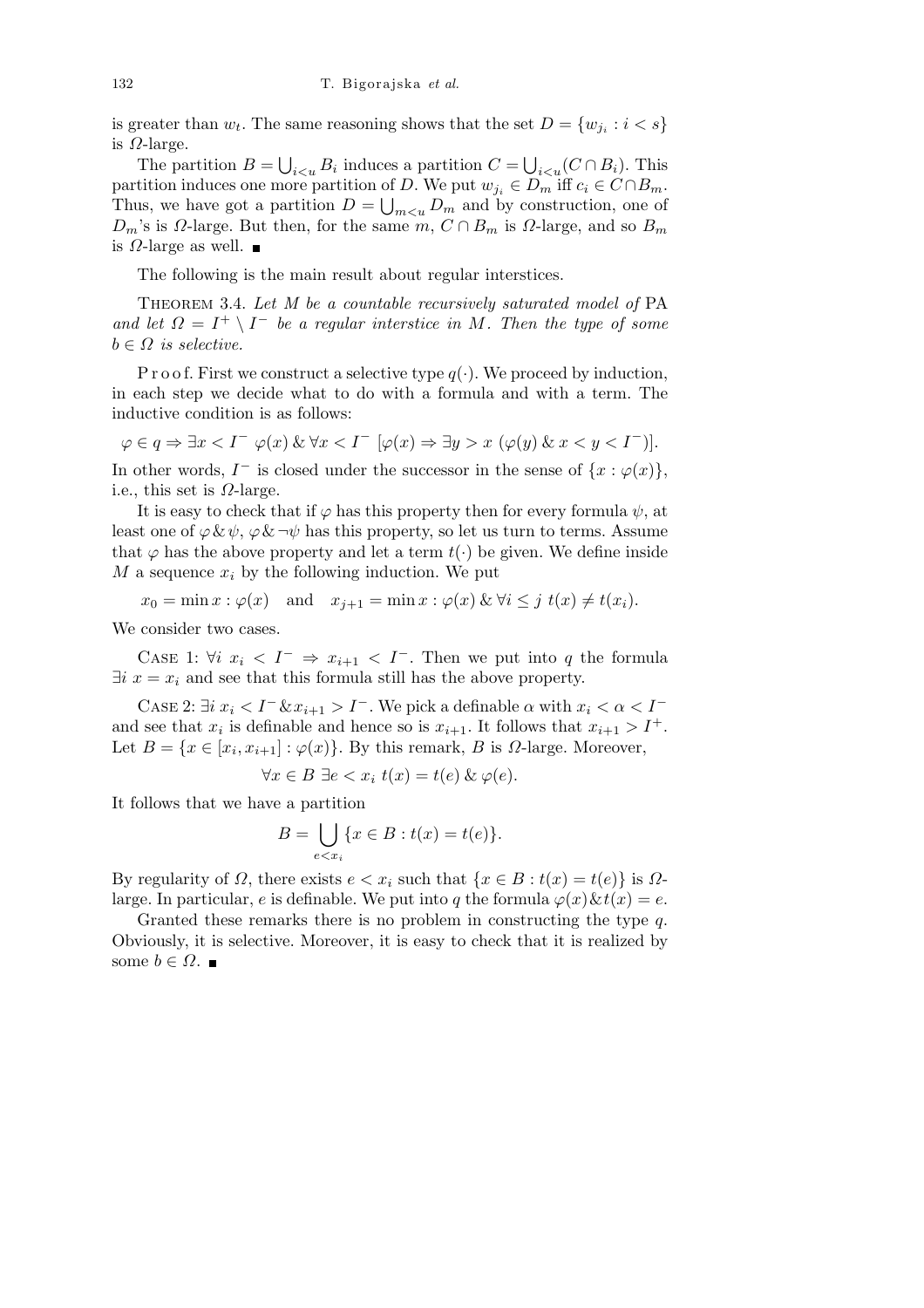is greater than $w_t$. The same reasoning shows that the set $D = \{w_{j_i} : i < s\}$ is $\Omega$-large.

The partition $B = \bigcup_{i<u} B_i$ induces a partition $C = \bigcup_{i<u}(C \cap B_i)$. This partition induces one more partition of $D$. We put $w_{j_i} \in D_m$ iff $c_i \in C \cap B_m$. Thus, we have got a partition $D = \bigcup_{m<u} D_m$ and by construction, one of $D_m$'s is $\Omega$-large. But then, for the same $m$, $C \cap B_m$ is $\Omega$-large, and so $B_m$ is $\Omega$-large as well. ■

The following is the main result about regular interstices.

Theorem 3.4. *Let $M$ be a countable recursively saturated model of* PA *and let $\Omega = I^+ \setminus I^-$ be a regular interstice in $M$. Then the type of some $b \in \Omega$ is selective.*

P r o o f. First we construct a selective type $q(\cdot)$. We proceed by induction, in each step we decide what to do with a formula and with a term. The inductive condition is as follows:

$$\varphi \in q \Rightarrow \exists x < I^- \ \varphi(x) \ \& \ \forall x < I^- \ [\varphi(x) \Rightarrow \exists y > x \ (\varphi(y) \ \& \ x < y < I^-)].$$

In other words, $I^-$ is closed under the successor in the sense of $\{x : \varphi(x)\}$, i.e., this set is $\Omega$-large.

It is easy to check that if $\varphi$ has this property then for every formula $\psi$, at least one of $\varphi \,\&\, \psi$, $\varphi \,\&\, \neg\psi$ has this property, so let us turn to terms. Assume that $\varphi$ has the above property and let a term $t(\cdot)$ be given. We define inside $M$ a sequence $x_i$ by the following induction. We put

$$x_0 = \min x : \varphi(x) \quad \text{and} \quad x_{j+1} = \min x : \varphi(x) \ \& \ \forall i \le j \ t(x) \ne t(x_i).$$

We consider two cases.

Case 1: $\forall i \ x_i < I^- \Rightarrow x_{i+1} < I^-$. Then we put into $q$ the formula $\exists i \ x = x_i$ and see that this formula still has the above property.

Case 2: $\exists i \ x_i < I^- \,\&\, x_{i+1} > I^-$. We pick a definable $\alpha$ with $x_i < \alpha < I^-$ and see that $x_i$ is definable and hence so is $x_{i+1}$. It follows that $x_{i+1} > I^+$. Let $B = \{x \in [x_i, x_{i+1}] : \varphi(x)\}$. By this remark, $B$ is $\Omega$-large. Moreover,

$$\forall x \in B \ \exists e < x_i \ t(x) = t(e) \ \& \ \varphi(e).$$

It follows that we have a partition

$$B = \bigcup_{e<x_i} \{x \in B : t(x) = t(e)\}.$$

By regularity of $\Omega$, there exists $e < x_i$ such that $\{x \in B : t(x) = t(e)\}$ is $\Omega$-large. In particular, $e$ is definable. We put into $q$ the formula $\varphi(x) \,\&\, t(x) = e$.

Granted these remarks there is no problem in constructing the type $q$. Obviously, it is selective. Moreover, it is easy to check that it is realized by some $b \in \Omega$. ■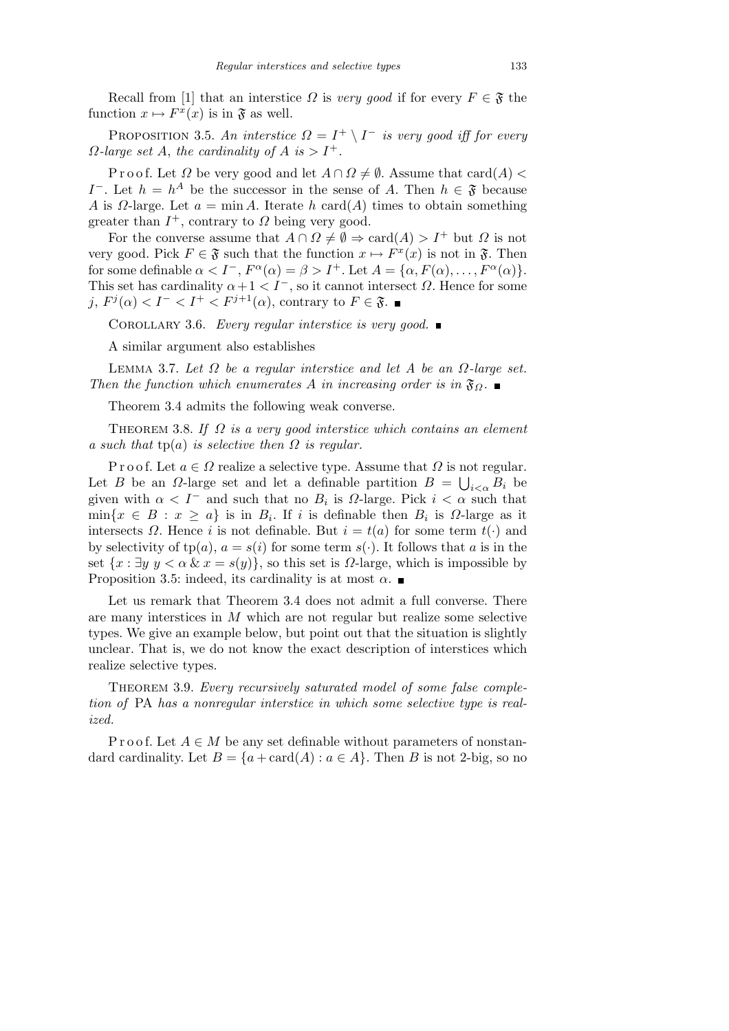Recall from [1] that an interstice $\Omega$ is *very good* if for every $F \in \mathfrak{F}$ the function $x \mapsto F^x(x)$ is in $\mathfrak{F}$ as well.

Proposition 3.5. *An interstice $\Omega = I^+ \setminus I^-$ is very good iff for every $\Omega$-large set $A$, the cardinality of $A$ is $> I^+$.*

Proof. Let $\Omega$ be very good and let $A \cap \Omega \neq \emptyset$. Assume that $\operatorname{card}(A) < I^-$. Let $h = h^A$ be the successor in the sense of $A$. Then $h \in \mathfrak{F}$ because $A$ is $\Omega$-large. Let $a = \min A$. Iterate $h$ $\operatorname{card}(A)$ times to obtain something greater than $I^+$, contrary to $\Omega$ being very good.

For the converse assume that $A \cap \Omega \neq \emptyset \Rightarrow \operatorname{card}(A) > I^+$ but $\Omega$ is not very good. Pick $F \in \mathfrak{F}$ such that the function $x \mapsto F^x(x)$ is not in $\mathfrak{F}$. Then for some definable $\alpha < I^-$, $F^\alpha(\alpha) = \beta > I^+$. Let $A = \{\alpha, F(\alpha), \ldots, F^\alpha(\alpha)\}$. This set has cardinality $\alpha + 1 < I^-$, so it cannot intersect $\Omega$. Hence for some $j$, $F^j(\alpha) < I^- < I^+ < F^{j+1}(\alpha)$, contrary to $F \in \mathfrak{F}$. ■

Corollary 3.6. *Every regular interstice is very good.* ■

A similar argument also establishes

Lemma 3.7. *Let $\Omega$ be a regular interstice and let $A$ be an $\Omega$-large set. Then the function which enumerates $A$ in increasing order is in $\mathfrak{F}_\Omega$.* ■

Theorem 3.4 admits the following weak converse.

Theorem 3.8. *If $\Omega$ is a very good interstice which contains an element $a$ such that $\operatorname{tp}(a)$ is selective then $\Omega$ is regular.*

Proof. Let $a \in \Omega$ realize a selective type. Assume that $\Omega$ is not regular. Let $B$ be an $\Omega$-large set and let a definable partition $B = \bigcup_{i<\alpha} B_i$ be given with $\alpha < I^-$ and such that no $B_i$ is $\Omega$-large. Pick $i < \alpha$ such that $\min\{x \in B : x \geq a\}$ is in $B_i$. If $i$ is definable then $B_i$ is $\Omega$-large as it intersects $\Omega$. Hence $i$ is not definable. But $i = t(a)$ for some term $t(\cdot)$ and by selectivity of $\operatorname{tp}(a)$, $a = s(i)$ for some term $s(\cdot)$. It follows that $a$ is in the set $\{x : \exists y\ y < \alpha \ \&\ x = s(y)\}$, so this set is $\Omega$-large, which is impossible by Proposition 3.5: indeed, its cardinality is at most $\alpha$. ■

Let us remark that Theorem 3.4 does not admit a full converse. There are many interstices in $M$ which are not regular but realize some selective types. We give an example below, but point out that the situation is slightly unclear. That is, we do not know the exact description of interstices which realize selective types.

Theorem 3.9. *Every recursively saturated model of some false completion of* PA *has a nonregular interstice in which some selective type is realized.*

Proof. Let $A \in M$ be any set definable without parameters of nonstandard cardinality. Let $B = \{a + \operatorname{card}(A) : a \in A\}$. Then $B$ is not 2-big, so no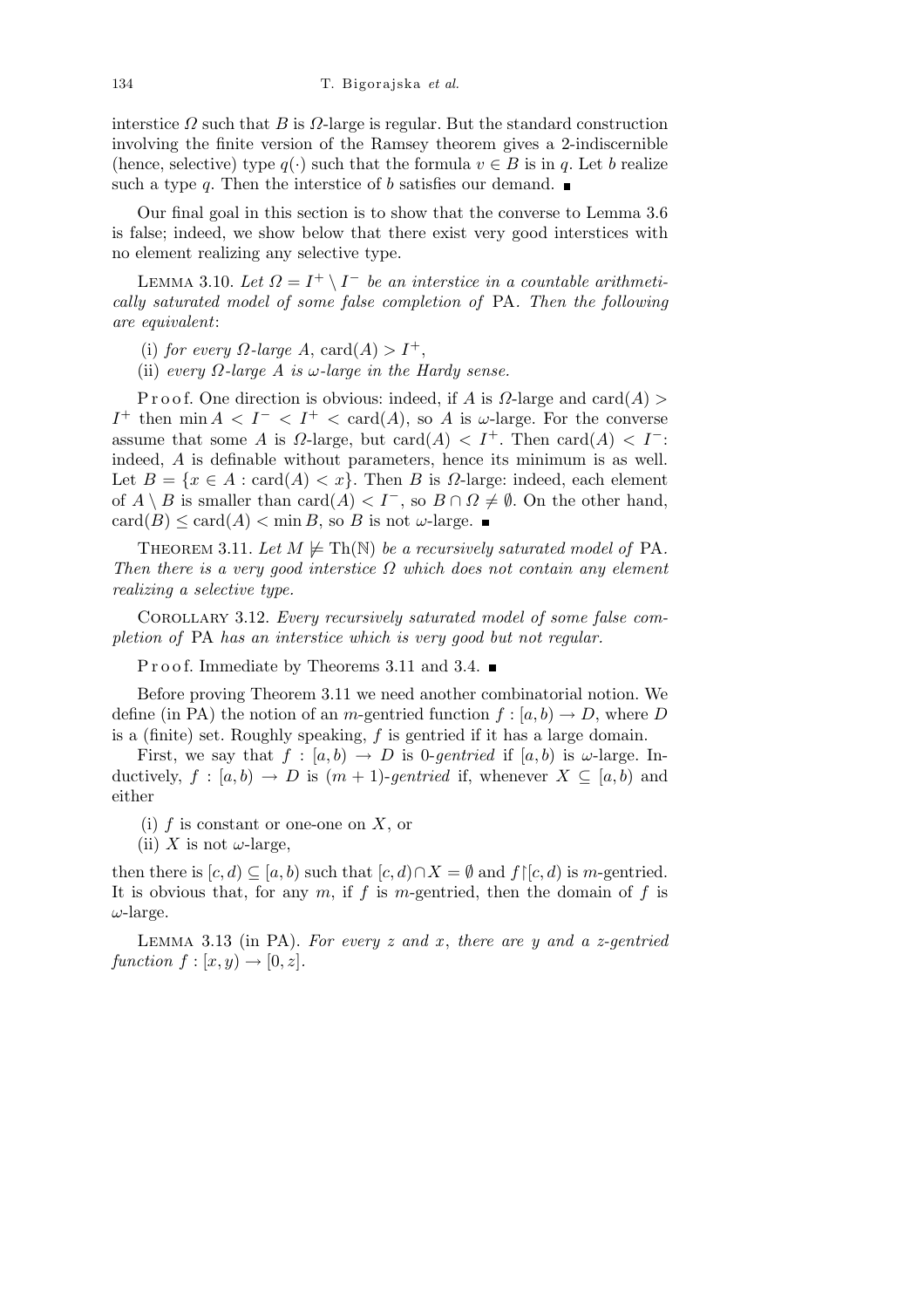interstice $\Omega$ such that $B$ is $\Omega$-large is regular. But the standard construction involving the finite version of the Ramsey theorem gives a 2-indiscernible (hence, selective) type $q(\cdot)$ such that the formula $v \in B$ is in $q$. Let $b$ realize such a type $q$. Then the interstice of $b$ satisfies our demand. ■

Our final goal in this section is to show that the converse to Lemma 3.6 is false; indeed, we show below that there exist very good interstices with no element realizing any selective type.

LEMMA 3.10. *Let $\Omega = I^+ \setminus I^-$ be an interstice in a countable arithmetically saturated model of some false completion of* PA. *Then the following are equivalent*:

(i) *for every $\Omega$-large $A$*, $\operatorname{card}(A) > I^+$,

(ii) *every $\Omega$-large $A$ is $\omega$-large in the Hardy sense.*

Proof. One direction is obvious: indeed, if $A$ is $\Omega$-large and $\operatorname{card}(A) > I^+$ then $\min A < I^- < I^+ < \operatorname{card}(A)$, so $A$ is $\omega$-large. For the converse assume that some $A$ is $\Omega$-large, but $\operatorname{card}(A) < I^+$. Then $\operatorname{card}(A) < I^-$: indeed, $A$ is definable without parameters, hence its minimum is as well. Let $B = \{x \in A : \operatorname{card}(A) < x\}$. Then $B$ is $\Omega$-large: indeed, each element of $A \setminus B$ is smaller than $\operatorname{card}(A) < I^-$, so $B \cap \Omega \neq \emptyset$. On the other hand, $\operatorname{card}(B) \leq \operatorname{card}(A) < \min B$, so $B$ is not $\omega$-large. ■

THEOREM 3.11. *Let $M \not\models \operatorname{Th}(\mathbb{N})$ be a recursively saturated model of* PA. *Then there is a very good interstice $\Omega$ which does not contain any element realizing a selective type.*

COROLLARY 3.12. *Every recursively saturated model of some false completion of* PA *has an interstice which is very good but not regular.*

Proof. Immediate by Theorems 3.11 and 3.4. ■

Before proving Theorem 3.11 we need another combinatorial notion. We define (in PA) the notion of an $m$-gentried function $f : [a, b) \to D$, where $D$ is a (finite) set. Roughly speaking, $f$ is gentried if it has a large domain.

First, we say that $f : [a, b) \to D$ is *0-gentried* if $[a, b)$ is $\omega$-large. Inductively, $f : [a, b) \to D$ is $(m + 1)$-*gentried* if, whenever $X \subseteq [a, b)$ and either

(i) $f$ is constant or one-one on $X$, or

(ii) $X$ is not $\omega$-large,

then there is $[c, d) \subseteq [a, b)$ such that $[c, d) \cap X = \emptyset$ and $f \restriction [c, d)$ is $m$-gentried. It is obvious that, for any $m$, if $f$ is $m$-gentried, then the domain of $f$ is $\omega$-large.

LEMMA 3.13 (in PA). *For every $z$ and $x$, there are $y$ and a $z$-gentried function $f : [x, y) \to [0, z]$.*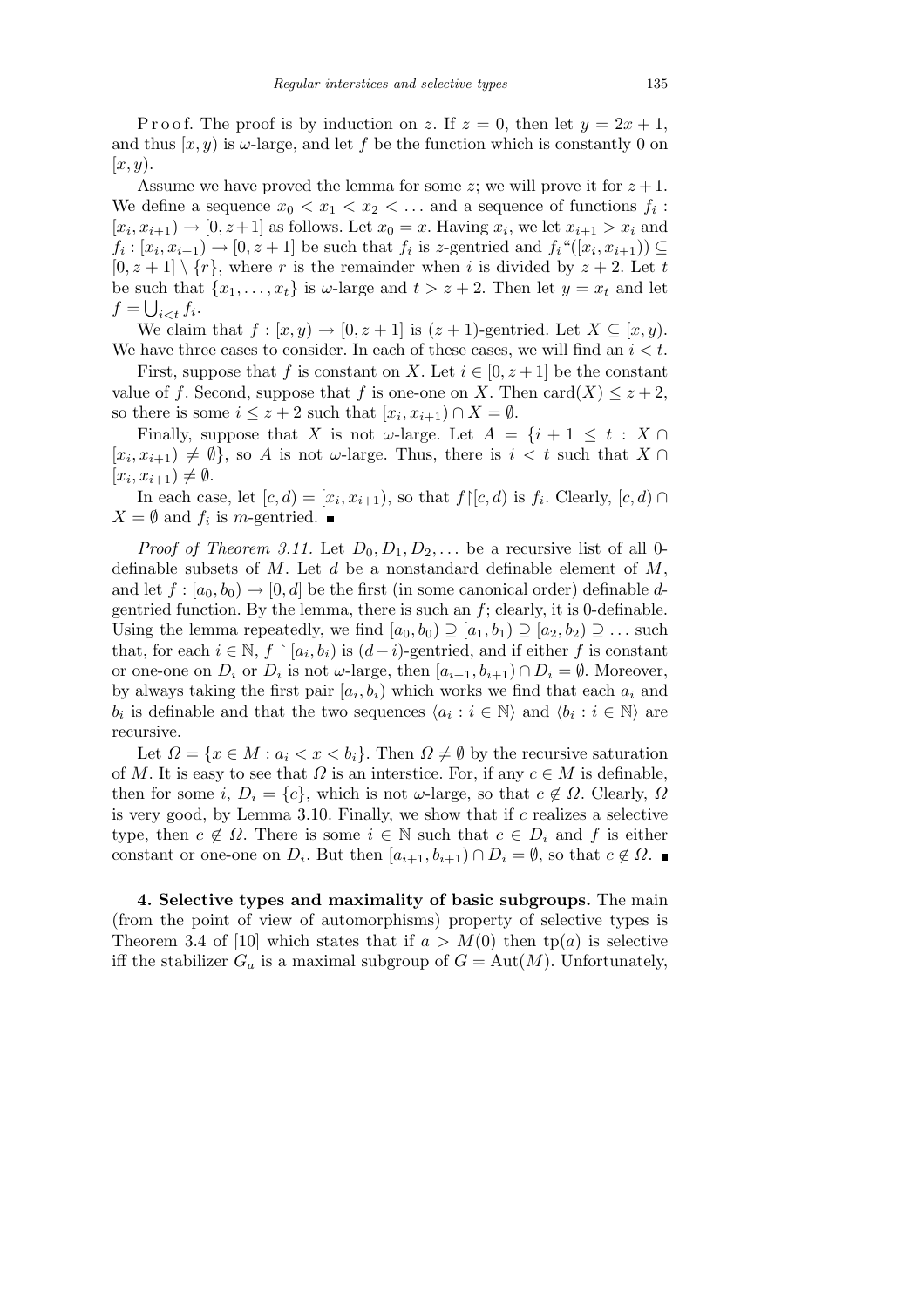Proof. The proof is by induction on $z$. If $z = 0$, then let $y = 2x + 1$, and thus $[x, y)$ is $\omega$-large, and let $f$ be the function which is constantly 0 on $[x, y)$.

Assume we have proved the lemma for some $z$; we will prove it for $z+1$. We define a sequence $x_0 < x_1 < x_2 < \ldots$ and a sequence of functions $f_i : [x_i, x_{i+1}) \to [0, z+1]$ as follows. Let $x_0 = x$. Having $x_i$, we let $x_{i+1} > x_i$ and $f_i : [x_i, x_{i+1}) \to [0, z+1]$ be such that $f_i$ is $z$-gentried and $f_i``([x_i, x_{i+1})) \subseteq [0, z+1] \setminus \{r\}$, where $r$ is the remainder when $i$ is divided by $z+2$. Let $t$ be such that $\{x_1, \ldots, x_t\}$ is $\omega$-large and $t > z+2$. Then let $y = x_t$ and let $f = \bigcup_{i<t} f_i$.

We claim that $f : [x, y) \to [0, z+1]$ is $(z+1)$-gentried. Let $X \subseteq [x, y)$. We have three cases to consider. In each of these cases, we will find an $i < t$.

First, suppose that $f$ is constant on $X$. Let $i \in [0, z+1]$ be the constant value of $f$. Second, suppose that $f$ is one-one on $X$. Then $\mathrm{card}(X) \leq z+2$, so there is some $i \leq z+2$ such that $[x_i, x_{i+1}) \cap X = \emptyset$.

Finally, suppose that $X$ is not $\omega$-large. Let $A = \{i+1 \leq t : X \cap [x_i, x_{i+1}) \neq \emptyset\}$, so $A$ is not $\omega$-large. Thus, there is $i < t$ such that $X \cap [x_i, x_{i+1}) \neq \emptyset$.

In each case, let $[c, d) = [x_i, x_{i+1})$, so that $f{\restriction}[c, d)$ is $f_i$. Clearly, $[c, d) \cap X = \emptyset$ and $f_i$ is $m$-gentried. ∎

*Proof of Theorem 3.11.* Let $D_0, D_1, D_2, \ldots$ be a recursive list of all 0-definable subsets of $M$. Let $d$ be a nonstandard definable element of $M$, and let $f : [a_0, b_0) \to [0, d]$ be the first (in some canonical order) definable $d$-gentried function. By the lemma, there is such an $f$; clearly, it is 0-definable. Using the lemma repeatedly, we find $[a_0, b_0) \supseteq [a_1, b_1) \supseteq [a_2, b_2) \supseteq \ldots$ such that, for each $i \in \mathbb{N}$, $f \restriction [a_i, b_i)$ is $(d-i)$-gentried, and if either $f$ is constant or one-one on $D_i$ or $D_i$ is not $\omega$-large, then $[a_{i+1}, b_{i+1}) \cap D_i = \emptyset$. Moreover, by always taking the first pair $[a_i, b_i)$ which works we find that each $a_i$ and $b_i$ is definable and that the two sequences $\langle a_i : i \in \mathbb{N}\rangle$ and $\langle b_i : i \in \mathbb{N}\rangle$ are recursive.

Let $\Omega = \{x \in M : a_i < x < b_i\}$. Then $\Omega \neq \emptyset$ by the recursive saturation of $M$. It is easy to see that $\Omega$ is an interstice. For, if any $c \in M$ is definable, then for some $i$, $D_i = \{c\}$, which is not $\omega$-large, so that $c \notin \Omega$. Clearly, $\Omega$ is very good, by Lemma 3.10. Finally, we show that if $c$ realizes a selective type, then $c \notin \Omega$. There is some $i \in \mathbb{N}$ such that $c \in D_i$ and $f$ is either constant or one-one on $D_i$. But then $[a_{i+1}, b_{i+1}) \cap D_i = \emptyset$, so that $c \notin \Omega$. ∎

**4. Selective types and maximality of basic subgroups.** The main (from the point of view of automorphisms) property of selective types is Theorem 3.4 of [10] which states that if $a > M(0)$ then $\mathrm{tp}(a)$ is selective iff the stabilizer $G_a$ is a maximal subgroup of $G = \mathrm{Aut}(M)$. Unfortunately,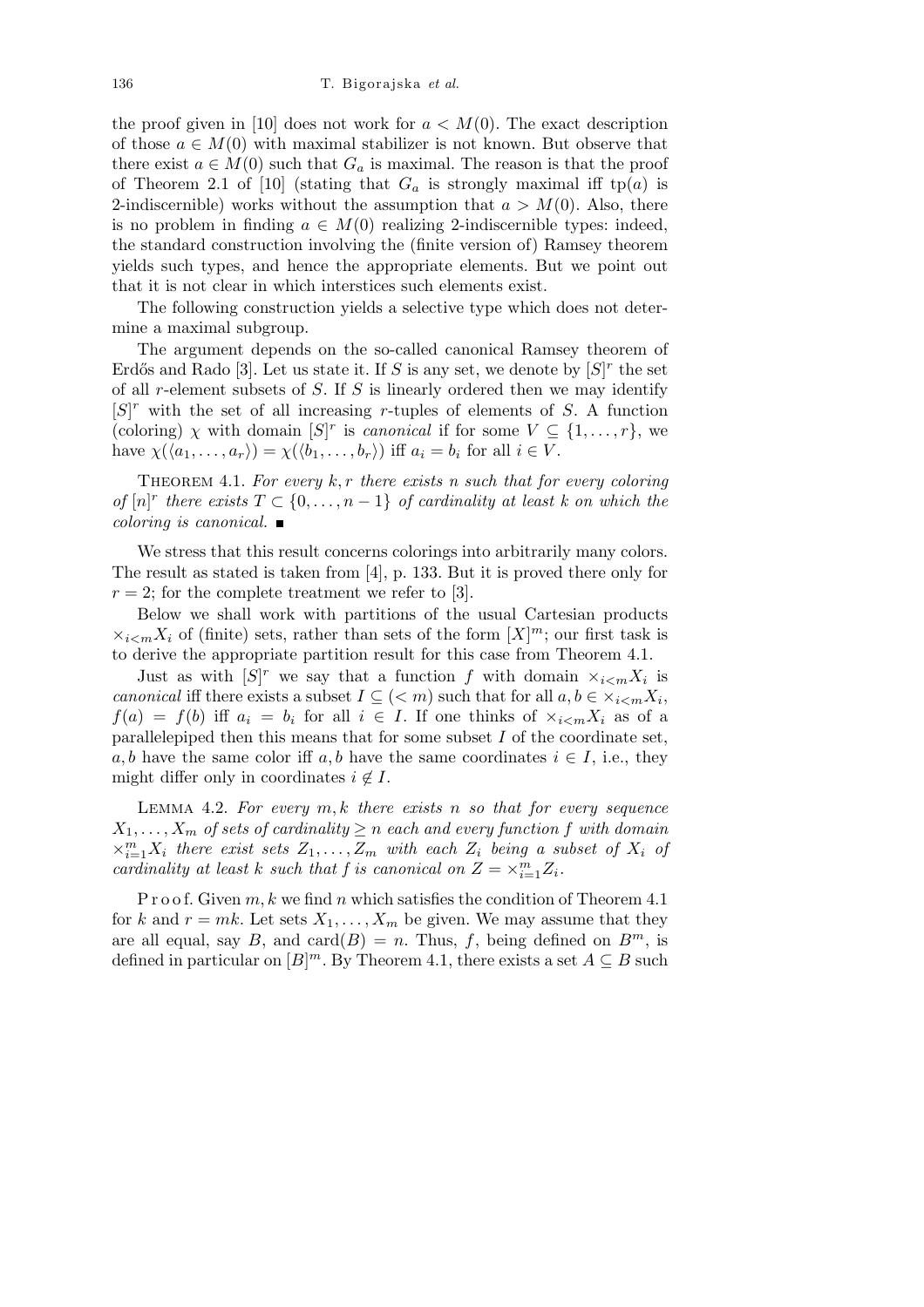the proof given in [10] does not work for $a < M(0)$. The exact description of those $a \in M(0)$ with maximal stabilizer is not known. But observe that there exist $a \in M(0)$ such that $G_a$ is maximal. The reason is that the proof of Theorem 2.1 of [10] (stating that $G_a$ is strongly maximal iff $\mathrm{tp}(a)$ is 2-indiscernible) works without the assumption that $a > M(0)$. Also, there is no problem in finding $a \in M(0)$ realizing 2-indiscernible types: indeed, the standard construction involving the (finite version of) Ramsey theorem yields such types, and hence the appropriate elements. But we point out that it is not clear in which interstices such elements exist.

The following construction yields a selective type which does not determine a maximal subgroup.

The argument depends on the so-called canonical Ramsey theorem of Erdős and Rado [3]. Let us state it. If $S$ is any set, we denote by $[S]^r$ the set of all $r$-element subsets of $S$. If $S$ is linearly ordered then we may identify $[S]^r$ with the set of all increasing $r$-tuples of elements of $S$. A function (coloring) $\chi$ with domain $[S]^r$ is *canonical* if for some $V \subseteq \{1, \ldots, r\}$, we have $\chi(\langle a_1, \ldots, a_r\rangle) = \chi(\langle b_1, \ldots, b_r\rangle)$ iff $a_i = b_i$ for all $i \in V$.

Theorem 4.1. *For every $k, r$ there exists $n$ such that for every coloring of $[n]^r$ there exists $T \subset \{0, \ldots, n-1\}$ of cardinality at least $k$ on which the coloring is canonical.* ∎

We stress that this result concerns colorings into arbitrarily many colors. The result as stated is taken from [4], p. 133. But it is proved there only for $r = 2$; for the complete treatment we refer to [3].

Below we shall work with partitions of the usual Cartesian products $\times_{i<m} X_i$ of (finite) sets, rather than sets of the form $[X]^m$; our first task is to derive the appropriate partition result for this case from Theorem 4.1.

Just as with $[S]^r$ we say that a function $f$ with domain $\times_{i<m} X_i$ is *canonical* iff there exists a subset $I \subseteq (< m)$ such that for all $a, b \in \times_{i<m} X_i$, $f(a) = f(b)$ iff $a_i = b_i$ for all $i \in I$. If one thinks of $\times_{i<m} X_i$ as of a parallelepiped then this means that for some subset $I$ of the coordinate set, $a, b$ have the same color iff $a, b$ have the same coordinates $i \in I$, i.e., they might differ only in coordinates $i \notin I$.

Lemma 4.2. *For every $m, k$ there exists $n$ so that for every sequence $X_1, \ldots, X_m$ of sets of cardinality $\geq n$ each and every function $f$ with domain $\times_{i=1}^m X_i$ there exist sets $Z_1, \ldots, Z_m$ with each $Z_i$ being a subset of $X_i$ of cardinality at least $k$ such that $f$ is canonical on $Z = \times_{i=1}^m Z_i$.*

Proof. Given $m, k$ we find $n$ which satisfies the condition of Theorem 4.1 for $k$ and $r = mk$. Let sets $X_1, \ldots, X_m$ be given. We may assume that they are all equal, say $B$, and $\mathrm{card}(B) = n$. Thus, $f$, being defined on $B^m$, is defined in particular on $[B]^m$. By Theorem 4.1, there exists a set $A \subseteq B$ such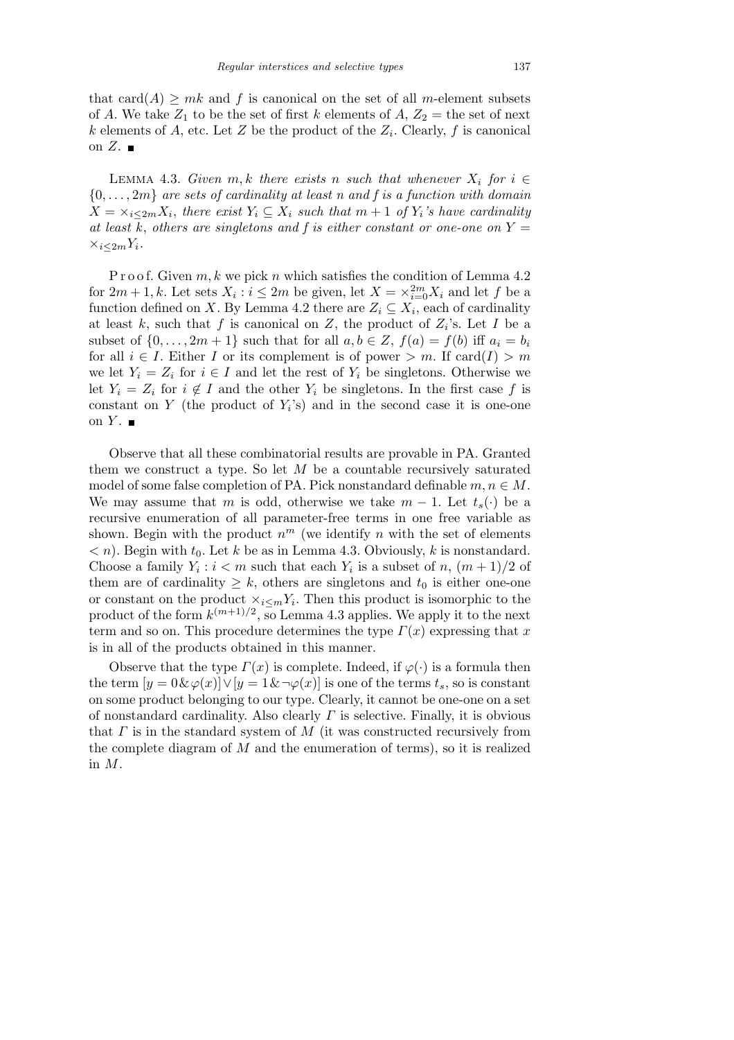that $\mathrm{card}(A) \geq mk$ and $f$ is canonical on the set of all $m$-element subsets of $A$. We take $Z_1$ to be the set of first $k$ elements of $A$, $Z_2$ = the set of next $k$ elements of $A$, etc. Let $Z$ be the product of the $Z_i$. Clearly, $f$ is canonical on $Z$. ∎

LEMMA 4.3. *Given $m, k$ there exists $n$ such that whenever $X_i$ for $i \in \{0, \ldots, 2m\}$ are sets of cardinality at least $n$ and $f$ is a function with domain $X = \times_{i \leq 2m} X_i$, there exist $Y_i \subseteq X_i$ such that $m+1$ of $Y_i$'s have cardinality at least $k$, others are singletons and $f$ is either constant or one-one on $Y = \times_{i \leq 2m} Y_i$.*

Proof. Given $m, k$ we pick $n$ which satisfies the condition of Lemma 4.2 for $2m+1, k$. Let sets $X_i : i \leq 2m$ be given, let $X = \times_{i=0}^{2m} X_i$ and let $f$ be a function defined on $X$. By Lemma 4.2 there are $Z_i \subseteq X_i$, each of cardinality at least $k$, such that $f$ is canonical on $Z$, the product of $Z_i$'s. Let $I$ be a subset of $\{0, \ldots, 2m+1\}$ such that for all $a, b \in Z$, $f(a) = f(b)$ iff $a_i = b_i$ for all $i \in I$. Either $I$ or its complement is of power $> m$. If $\mathrm{card}(I) > m$ we let $Y_i = Z_i$ for $i \in I$ and let the rest of $Y_i$ be singletons. Otherwise we let $Y_i = Z_i$ for $i \notin I$ and the other $Y_i$ be singletons. In the first case $f$ is constant on $Y$ (the product of $Y_i$'s) and in the second case it is one-one on $Y$. ∎

Observe that all these combinatorial results are provable in PA. Granted them we construct a type. So let $M$ be a countable recursively saturated model of some false completion of PA. Pick nonstandard definable $m, n \in M$. We may assume that $m$ is odd, otherwise we take $m-1$. Let $t_s(\cdot)$ be a recursive enumeration of all parameter-free terms in one free variable as shown. Begin with the product $n^m$ (we identify $n$ with the set of elements $< n$). Begin with $t_0$. Let $k$ be as in Lemma 4.3. Obviously, $k$ is nonstandard. Choose a family $Y_i : i < m$ such that each $Y_i$ is a subset of $n$, $(m+1)/2$ of them are of cardinality $\geq k$, others are singletons and $t_0$ is either one-one or constant on the product $\times_{i \leq m} Y_i$. Then this product is isomorphic to the product of the form $k^{(m+1)/2}$, so Lemma 4.3 applies. We apply it to the next term and so on. This procedure determines the type $\Gamma(x)$ expressing that $x$ is in all of the products obtained in this manner.

Observe that the type $\Gamma(x)$ is complete. Indeed, if $\varphi(\cdot)$ is a formula then the term $[y = 0 \,\&\, \varphi(x)] \vee [y = 1 \,\&\, \neg\varphi(x)]$ is one of the terms $t_s$, so is constant on some product belonging to our type. Clearly, it cannot be one-one on a set of nonstandard cardinality. Also clearly $\Gamma$ is selective. Finally, it is obvious that $\Gamma$ is in the standard system of $M$ (it was constructed recursively from the complete diagram of $M$ and the enumeration of terms), so it is realized in $M$.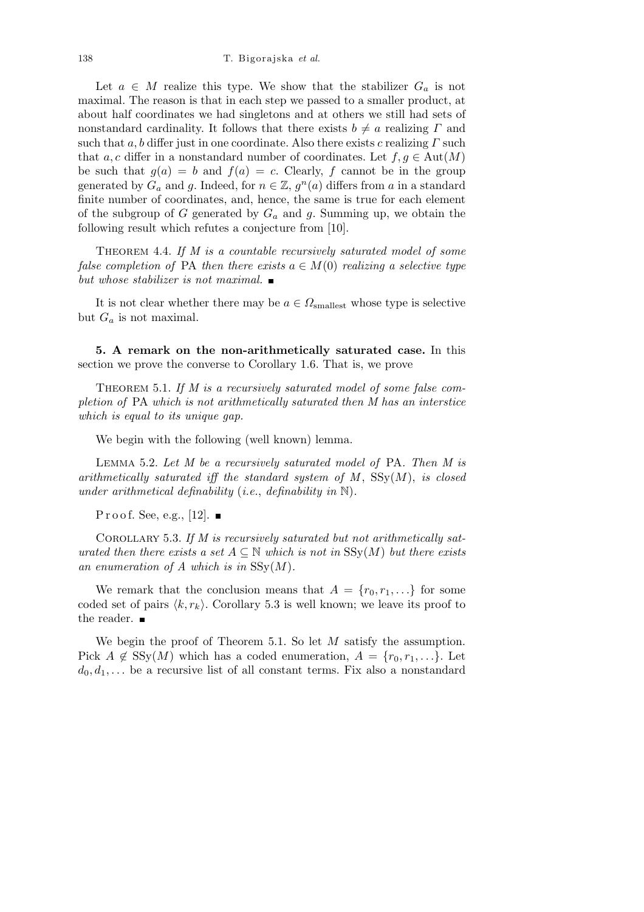Let $a \in M$ realize this type. We show that the stabilizer $G_a$ is not maximal. The reason is that in each step we passed to a smaller product, at about half coordinates we had singletons and at others we still had sets of nonstandard cardinality. It follows that there exists $b \neq a$ realizing $\Gamma$ and such that $a, b$ differ just in one coordinate. Also there exists $c$ realizing $\Gamma$ such that $a, c$ differ in a nonstandard number of coordinates. Let $f, g \in \mathrm{Aut}(M)$ be such that $g(a) = b$ and $f(a) = c$. Clearly, $f$ cannot be in the group generated by $G_a$ and $g$. Indeed, for $n \in \mathbb{Z}$, $g^n(a)$ differs from $a$ in a standard finite number of coordinates, and, hence, the same is true for each element of the subgroup of $G$ generated by $G_a$ and $g$. Summing up, we obtain the following result which refutes a conjecture from [10].

Theorem 4.4. *If $M$ is a countable recursively saturated model of some false completion of* PA *then there exists $a \in M(0)$ realizing a selective type but whose stabilizer is not maximal.* ∎

It is not clear whether there may be $a \in \Omega_{\text{smallest}}$ whose type is selective but $G_a$ is not maximal.

**5. A remark on the non-arithmetically saturated case.** In this section we prove the converse to Corollary 1.6. That is, we prove

Theorem 5.1. *If $M$ is a recursively saturated model of some false completion of* PA *which is not arithmetically saturated then $M$ has an interstice which is equal to its unique gap.*

We begin with the following (well known) lemma.

Lemma 5.2. *Let $M$ be a recursively saturated model of* PA*. Then $M$ is arithmetically saturated iff the standard system of $M$, $\mathrm{SSy}(M)$, is closed under arithmetical definability* (*i.e.*, *definability in* $\mathbb{N}$).

Proof. See, e.g., [12]. ∎

Corollary 5.3. *If $M$ is recursively saturated but not arithmetically saturated then there exists a set $A \subseteq \mathbb{N}$ which is not in $\mathrm{SSy}(M)$ but there exists an enumeration of $A$ which is in $\mathrm{SSy}(M)$.*

We remark that the conclusion means that $A = \{r_0, r_1, \ldots\}$ for some coded set of pairs $\langle k, r_k \rangle$. Corollary 5.3 is well known; we leave its proof to the reader. ∎

We begin the proof of Theorem 5.1. So let $M$ satisfy the assumption. Pick $A \notin \mathrm{SSy}(M)$ which has a coded enumeration, $A = \{r_0, r_1, \ldots\}$. Let $d_0, d_1, \ldots$ be a recursive list of all constant terms. Fix also a nonstandard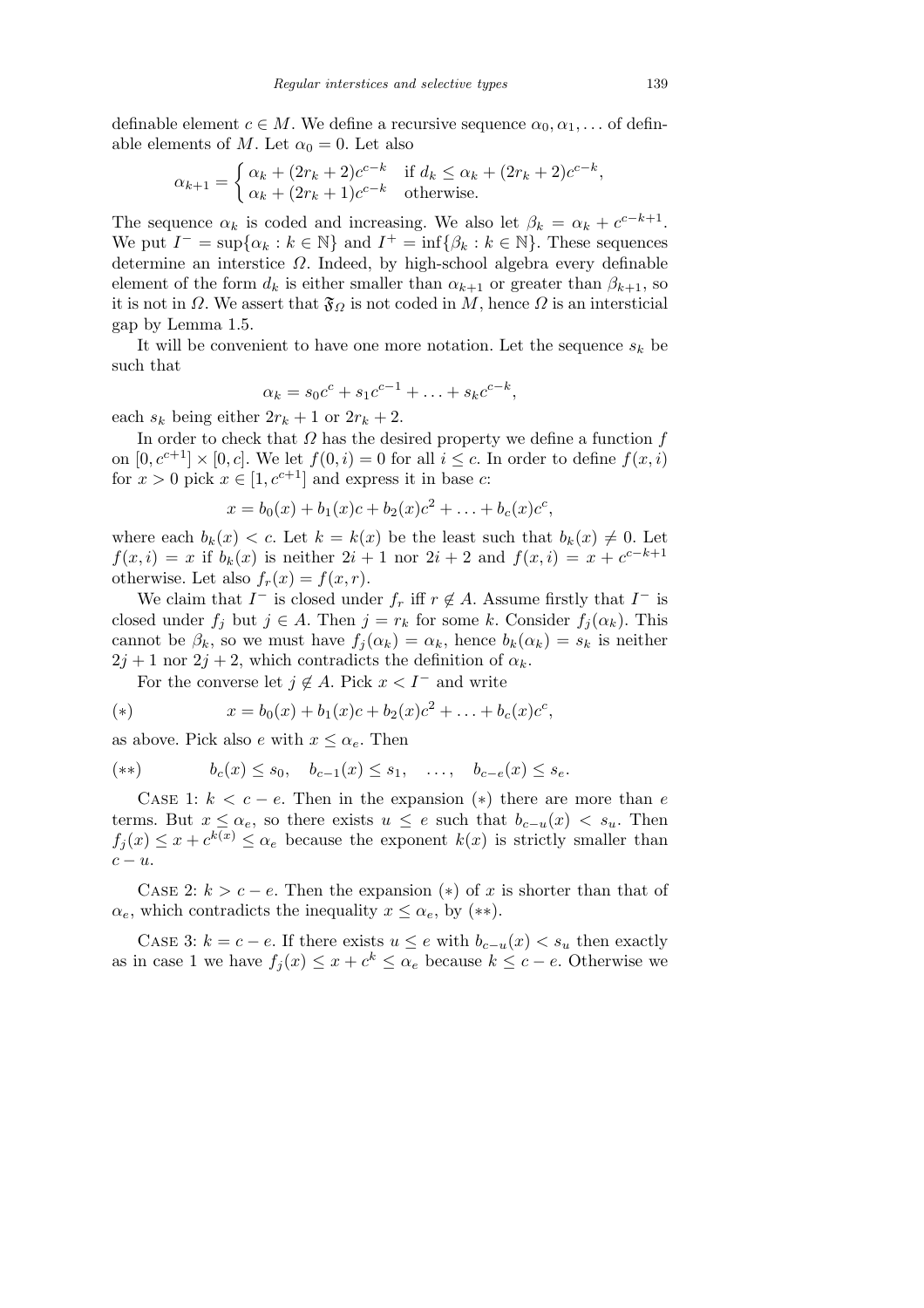definable element $c \in M$. We define a recursive sequence $\alpha_0, \alpha_1, \ldots$ of definable elements of $M$. Let $\alpha_0 = 0$. Let also

$$\alpha_{k+1} = \begin{cases} \alpha_k + (2r_k + 2)c^{c-k} & \text{if } d_k \leq \alpha_k + (2r_k + 2)c^{c-k}, \\ \alpha_k + (2r_k + 1)c^{c-k} & \text{otherwise.} \end{cases}$$

The sequence $\alpha_k$ is coded and increasing. We also let $\beta_k = \alpha_k + c^{c-k+1}$. We put $I^- = \sup\{\alpha_k : k \in \mathbb{N}\}$ and $I^+ = \inf\{\beta_k : k \in \mathbb{N}\}$. These sequences determine an interstice $\Omega$. Indeed, by high-school algebra every definable element of the form $d_k$ is either smaller than $\alpha_{k+1}$ or greater than $\beta_{k+1}$, so it is not in $\Omega$. We assert that $\mathfrak{F}_\Omega$ is not coded in $M$, hence $\Omega$ is an intersticial gap by Lemma 1.5.

It will be convenient to have one more notation. Let the sequence $s_k$ be such that

$$\alpha_k = s_0 c^c + s_1 c^{c-1} + \ldots + s_k c^{c-k},$$

each $s_k$ being either $2r_k + 1$ or $2r_k + 2$.

In order to check that $\Omega$ has the desired property we define a function $f$ on $[0, c^{c+1}] \times [0, c]$. We let $f(0, i) = 0$ for all $i \leq c$. In order to define $f(x, i)$ for $x > 0$ pick $x \in [1, c^{c+1}]$ and express it in base $c$:

$$x = b_0(x) + b_1(x)c + b_2(x)c^2 + \ldots + b_c(x)c^c,$$

where each $b_k(x) < c$. Let $k = k(x)$ be the least such that $b_k(x) \neq 0$. Let $f(x, i) = x$ if $b_k(x)$ is neither $2i + 1$ nor $2i + 2$ and $f(x, i) = x + c^{c-k+1}$ otherwise. Let also $f_r(x) = f(x, r)$.

We claim that $I^-$ is closed under $f_r$ iff $r \notin A$. Assume firstly that $I^-$ is closed under $f_j$ but $j \in A$. Then $j = r_k$ for some $k$. Consider $f_j(\alpha_k)$. This cannot be $\beta_k$, so we must have $f_j(\alpha_k) = \alpha_k$, hence $b_k(\alpha_k) = s_k$ is neither $2j + 1$ nor $2j + 2$, which contradicts the definition of $\alpha_k$.

For the converse let $j \notin A$. Pick $x < I^-$ and write

$$(*) \qquad x = b_0(x) + b_1(x)c + b_2(x)c^2 + \ldots + b_c(x)c^c,$$

as above. Pick also $e$ with $x \leq \alpha_e$. Then

$$(**) \qquad b_c(x) \leq s_0, \quad b_{c-1}(x) \leq s_1, \quad \ldots, \quad b_{c-e}(x) \leq s_e.$$

Case 1: $k < c - e$. Then in the expansion $(*)$ there are more than $e$ terms. But $x \leq \alpha_e$, so there exists $u \leq e$ such that $b_{c-u}(x) < s_u$. Then $f_j(x) \leq x + c^{k(x)} \leq \alpha_e$ because the exponent $k(x)$ is strictly smaller than $c - u$.

Case 2: $k > c - e$. Then the expansion $(*)$ of $x$ is shorter than that of $\alpha_e$, which contradicts the inequality $x \leq \alpha_e$, by $(**)$.

Case 3: $k = c - e$. If there exists $u \leq e$ with $b_{c-u}(x) < s_u$ then exactly as in case 1 we have $f_j(x) \leq x + c^k \leq \alpha_e$ because $k \leq c - e$. Otherwise we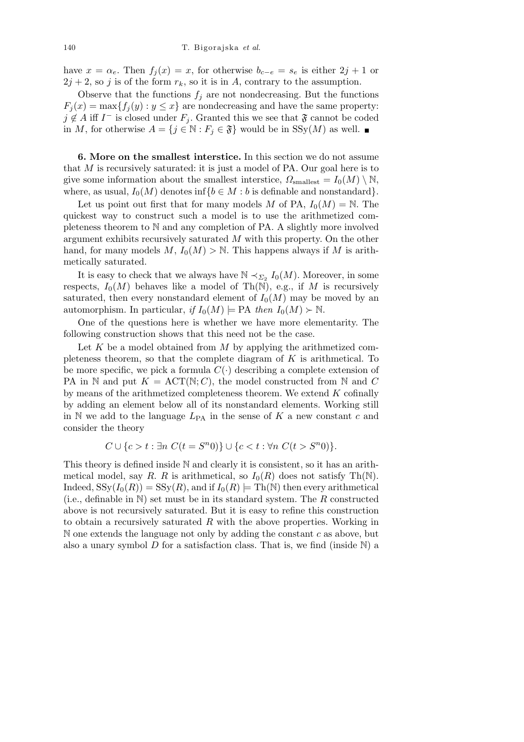have $x = \alpha_e$. Then $f_j(x) = x$, for otherwise $b_{c-e} = s_e$ is either $2j+1$ or $2j+2$, so $j$ is of the form $r_k$, so it is in $A$, contrary to the assumption.

Observe that the functions $f_j$ are not nondecreasing. But the functions $F_j(x) = \max\{f_j(y) : y \le x\}$ are nondecreasing and have the same property: $j \notin A$ iff $I^-$ is closed under $F_j$. Granted this we see that $\mathfrak{F}$ cannot be coded in $M$, for otherwise $A = \{j \in \mathbb{N} : F_j \in \mathfrak{F}\}$ would be in $\mathrm{SSy}(M)$ as well. ∎

**6. More on the smallest interstice.** In this section we do not assume that $M$ is recursively saturated: it is just a model of PA. Our goal here is to give some information about the smallest interstice, $\Omega_{\text{smallest}} = I_0(M) \setminus \mathbb{N}$, where, as usual, $I_0(M)$ denotes $\inf\{b \in M : b \text{ is definable and nonstandard}\}$.

Let us point out first that for many models $M$ of PA, $I_0(M) = \mathbb{N}$. The quickest way to construct such a model is to use the arithmetized completeness theorem to $\mathbb{N}$ and any completion of PA. A slightly more involved argument exhibits recursively saturated $M$ with this property. On the other hand, for many models $M$, $I_0(M) > \mathbb{N}$. This happens always if $M$ is arithmetically saturated.

It is easy to check that we always have $\mathbb{N} \prec_{\Sigma_2} I_0(M)$. Moreover, in some respects, $I_0(M)$ behaves like a model of $\mathrm{Th}(\mathbb{N})$, e.g., if $M$ is recursively saturated, then every nonstandard element of $I_0(M)$ may be moved by an automorphism. In particular, *if* $I_0(M) \models \mathrm{PA}$ *then* $I_0(M) \succ \mathbb{N}$.

One of the questions here is whether we have more elementarity. The following construction shows that this need not be the case.

Let $K$ be a model obtained from $M$ by applying the arithmetized completeness theorem, so that the complete diagram of $K$ is arithmetical. To be more specific, we pick a formula $C(\cdot)$ describing a complete extension of PA in $\mathbb{N}$ and put $K = \mathrm{ACT}(\mathbb{N}; C)$, the model constructed from $\mathbb{N}$ and $C$ by means of the arithmetized completeness theorem. We extend $K$ cofinally by adding an element below all of its nonstandard elements. Working still in $\mathbb{N}$ we add to the language $L_{\mathrm{PA}}$ in the sense of $K$ a new constant $c$ and consider the theory

$$C \cup \{c > t : \exists n\ C(t = S^n 0)\} \cup \{c < t : \forall n\ C(t > S^n 0)\}.$$

This theory is defined inside $\mathbb{N}$ and clearly it is consistent, so it has an arithmetical model, say $R$. $R$ is arithmetical, so $I_0(R)$ does not satisfy $\mathrm{Th}(\mathbb{N})$. Indeed, $\mathrm{SSy}(I_0(R)) = \mathrm{SSy}(R)$, and if $I_0(R) \models \mathrm{Th}(\mathbb{N})$ then every arithmetical (i.e., definable in $\mathbb{N}$) set must be in its standard system. The $R$ constructed above is not recursively saturated. But it is easy to refine this construction to obtain a recursively saturated $R$ with the above properties. Working in $\mathbb{N}$ one extends the language not only by adding the constant $c$ as above, but also a unary symbol $D$ for a satisfaction class. That is, we find (inside $\mathbb{N}$) a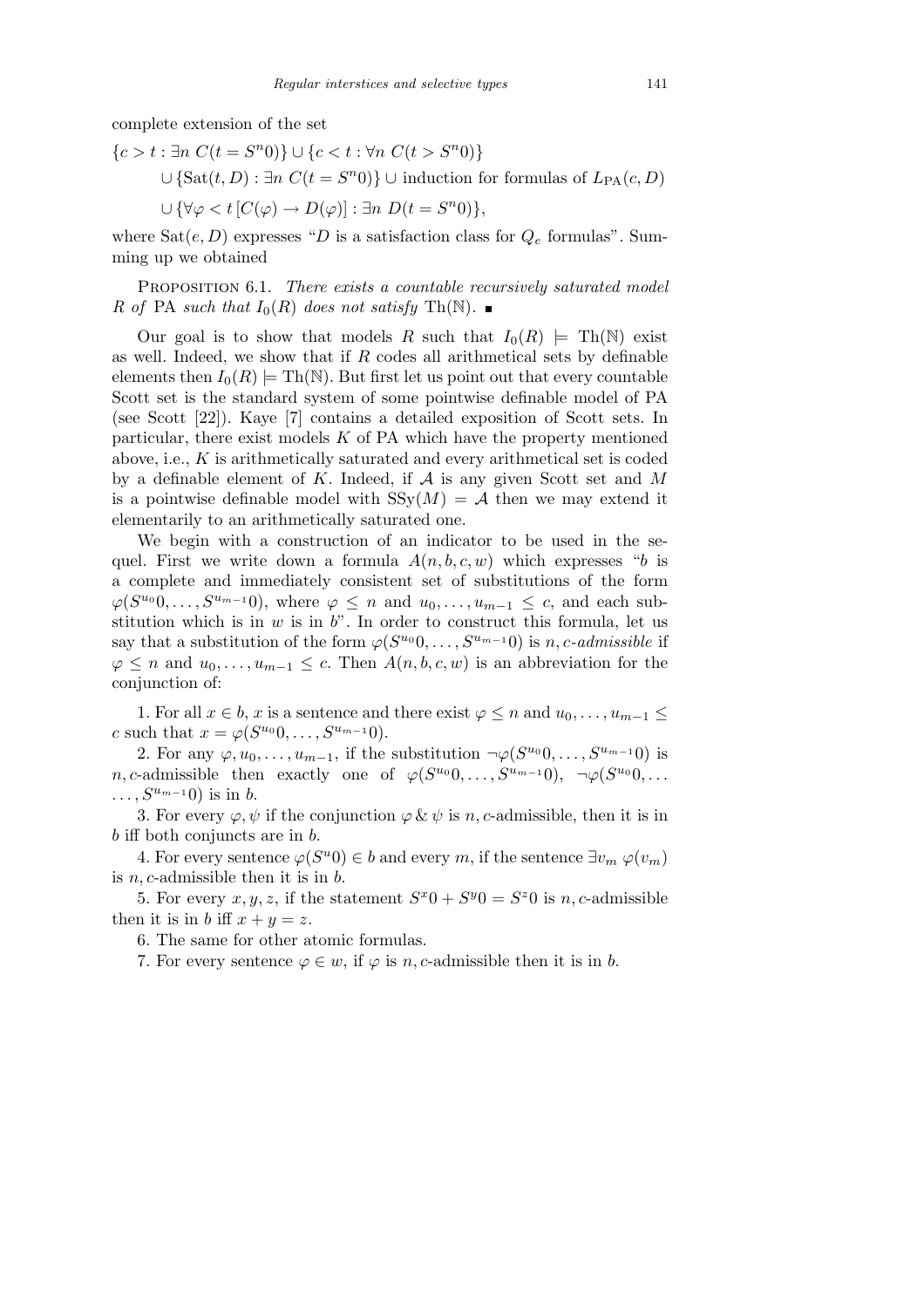complete extension of the set

$$\{c > t : \exists n\ C(t = S^n 0)\} \cup \{c < t : \forall n\ C(t > S^n 0)\}$$
$$\cup \{\mathrm{Sat}(t, D) : \exists n\ C(t = S^n 0)\} \cup \text{induction for formulas of } L_{\mathrm{PA}}(c, D)$$
$$\cup \{\forall \varphi < t\, [C(\varphi) \to D(\varphi)] : \exists n\ D(t = S^n 0)\},$$

where $\mathrm{Sat}(e, D)$ expresses "$D$ is a satisfaction class for $Q_e$ formulas". Summing up we obtained

Proposition 6.1. *There exists a countable recursively saturated model $R$ of* PA *such that $I_0(R)$ does not satisfy* $\mathrm{Th}(\mathbb{N})$. ∎

Our goal is to show that models $R$ such that $I_0(R) \models \mathrm{Th}(\mathbb{N})$ exist as well. Indeed, we show that if $R$ codes all arithmetical sets by definable elements then $I_0(R) \models \mathrm{Th}(\mathbb{N})$. But first let us point out that every countable Scott set is the standard system of some pointwise definable model of PA (see Scott [22]). Kaye [7] contains a detailed exposition of Scott sets. In particular, there exist models $K$ of PA which have the property mentioned above, i.e., $K$ is arithmetically saturated and every arithmetical set is coded by a definable element of $K$. Indeed, if $\mathcal{A}$ is any given Scott set and $M$ is a pointwise definable model with $\mathrm{SSy}(M) = \mathcal{A}$ then we may extend it elementarily to an arithmetically saturated one.

We begin with a construction of an indicator to be used in the sequel. First we write down a formula $A(n, b, c, w)$ which expresses "$b$ is a complete and immediately consistent set of substitutions of the form $\varphi(S^{u_0}0, \ldots, S^{u_{m-1}}0)$, where $\varphi \le n$ and $u_0, \ldots, u_{m-1} \le c$, and each substitution which is in $w$ is in $b$". In order to construct this formula, let us say that a substitution of the form $\varphi(S^{u_0}0, \ldots, S^{u_{m-1}}0)$ is *$n, c$-admissible* if $\varphi \le n$ and $u_0, \ldots, u_{m-1} \le c$. Then $A(n, b, c, w)$ is an abbreviation for the conjunction of:

1. For all $x \in b$, $x$ is a sentence and there exist $\varphi \le n$ and $u_0, \ldots, u_{m-1} \le c$ such that $x = \varphi(S^{u_0}0, \ldots, S^{u_{m-1}}0)$.

2. For any $\varphi, u_0, \ldots, u_{m-1}$, if the substitution $\neg\varphi(S^{u_0}0, \ldots, S^{u_{m-1}}0)$ is $n, c$-admissible then exactly one of $\varphi(S^{u_0}0, \ldots, S^{u_{m-1}}0)$, $\neg\varphi(S^{u_0}0, \ldots, S^{u_{m-1}}0)$ is in $b$.

3. For every $\varphi, \psi$ if the conjunction $\varphi \,\&\, \psi$ is $n, c$-admissible, then it is in $b$ iff both conjuncts are in $b$.

4. For every sentence $\varphi(S^u 0) \in b$ and every $m$, if the sentence $\exists v_m\, \varphi(v_m)$ is $n, c$-admissible then it is in $b$.

5. For every $x, y, z$, if the statement $S^x 0 + S^y 0 = S^z 0$ is $n, c$-admissible then it is in $b$ iff $x + y = z$.

6. The same for other atomic formulas.

7. For every sentence $\varphi \in w$, if $\varphi$ is $n, c$-admissible then it is in $b$.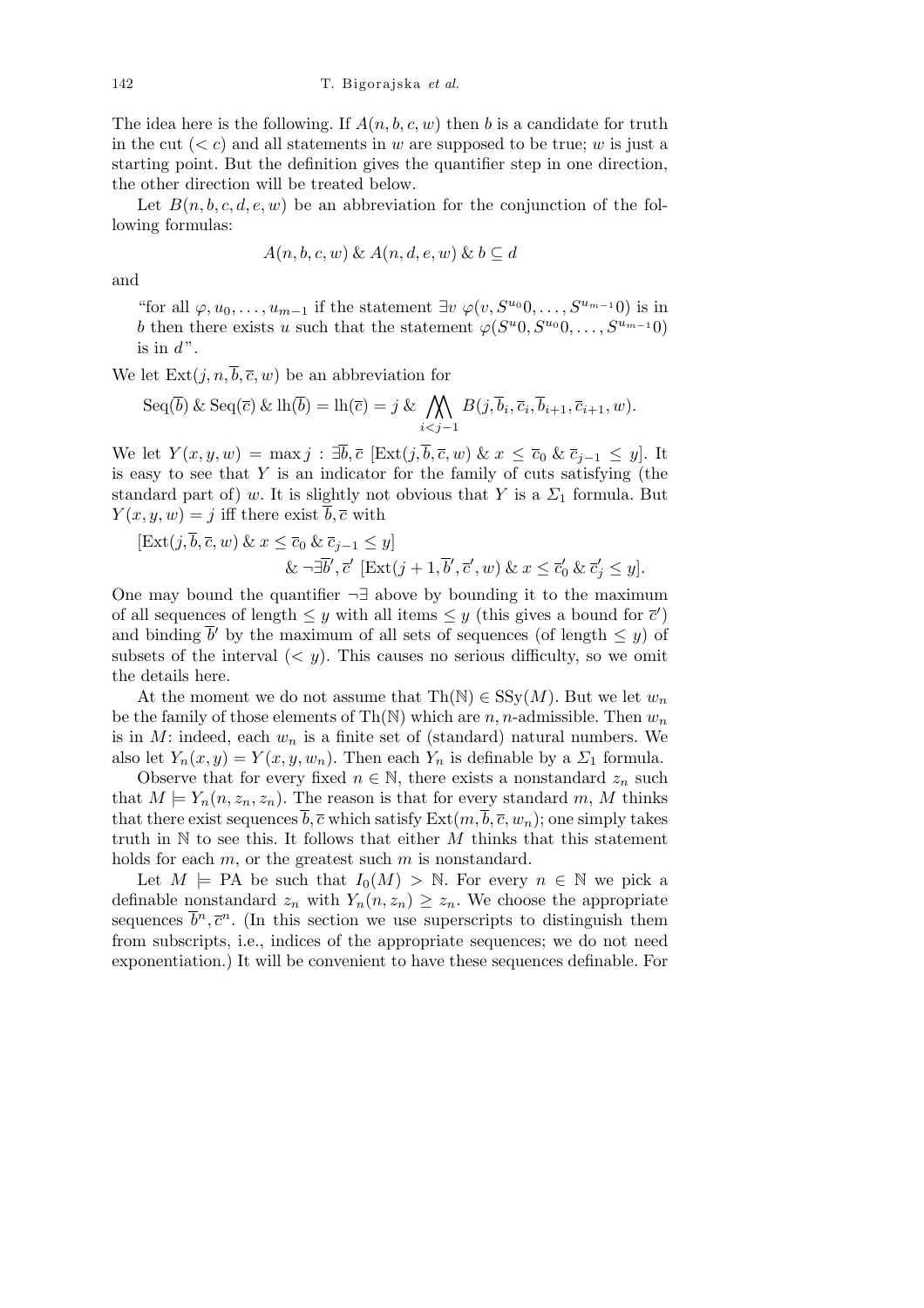The idea here is the following. If $A(n,b,c,w)$ then $b$ is a candidate for truth in the cut ($< c$) and all statements in $w$ are supposed to be true; $w$ is just a starting point. But the definition gives the quantifier step in one direction, the other direction will be treated below.

Let $B(n,b,c,d,e,w)$ be an abbreviation for the conjunction of the following formulas:

$$A(n,b,c,w) \mathbin{\&} A(n,d,e,w) \mathbin{\&} b \subseteq d$$

and

"for all $\varphi, u_0, \ldots, u_{m-1}$ if the statement $\exists v\ \varphi(v, S^{u_0}0, \ldots, S^{u_{m-1}}0)$ is in $b$ then there exists $u$ such that the statement $\varphi(S^u 0, S^{u_0}0, \ldots, S^{u_{m-1}}0)$ is in $d$".

We let $\mathrm{Ext}(j,n,\overline{b},\overline{c},w)$ be an abbreviation for

$$\mathrm{Seq}(\overline{b}) \mathbin{\&} \mathrm{Seq}(\overline{c}) \mathbin{\&} \mathrm{lh}(\overline{b}) = \mathrm{lh}(\overline{c}) = j \mathbin{\&} \bigwedge_{i<j-1} B(j, \overline{b}_i, \overline{c}_i, \overline{b}_{i+1}, \overline{c}_{i+1}, w).$$

We let $Y(x,y,w) = \max j : \exists \overline{b}, \overline{c}\ [\mathrm{Ext}(j, \overline{b}, \overline{c}, w) \mathbin{\&} x \le \overline{c}_0 \mathbin{\&} \overline{c}_{j-1} \le y]$. It is easy to see that $Y$ is an indicator for the family of cuts satisfying (the standard part of) $w$. It is slightly not obvious that $Y$ is a $\Sigma_1$ formula. But $Y(x,y,w) = j$ iff there exist $\overline{b}, \overline{c}$ with

$$\begin{aligned}[\mathrm{Ext}(j,\overline{b},\overline{c},w) \mathbin{\&} x \le \overline{c}_0 \mathbin{\&} \overline{c}_{j-1} \le y]\\ \mathbin{\&} \neg\exists \overline{b}', \overline{c}'\ [\mathrm{Ext}(j+1, \overline{b}', \overline{c}', w) \mathbin{\&} x \le \overline{c}'_0 \mathbin{\&} \overline{c}'_j \le y].\end{aligned}$$

One may bound the quantifier $\neg\exists$ above by bounding it to the maximum of all sequences of length $\le y$ with all items $\le y$ (this gives a bound for $\overline{c}'$) and binding $\overline{b}'$ by the maximum of all sets of sequences (of length $\le y$) of subsets of the interval ($< y$). This causes no serious difficulty, so we omit the details here.

At the moment we do not assume that $\mathrm{Th}(\mathbb{N}) \in \mathrm{SSy}(M)$. But we let $w_n$ be the family of those elements of $\mathrm{Th}(\mathbb{N})$ which are $n,n$-admissible. Then $w_n$ is in $M$: indeed, each $w_n$ is a finite set of (standard) natural numbers. We also let $Y_n(x,y) = Y(x,y,w_n)$. Then each $Y_n$ is definable by a $\Sigma_1$ formula.

Observe that for every fixed $n \in \mathbb{N}$, there exists a nonstandard $z_n$ such that $M \models Y_n(n, z_n, z_n)$. The reason is that for every standard $m$, $M$ thinks that there exist sequences $\overline{b}, \overline{c}$ which satisfy $\mathrm{Ext}(m, \overline{b}, \overline{c}, w_n)$; one simply takes truth in $\mathbb{N}$ to see this. It follows that either $M$ thinks that this statement holds for each $m$, or the greatest such $m$ is nonstandard.

Let $M \models \mathrm{PA}$ be such that $I_0(M) > \mathbb{N}$. For every $n \in \mathbb{N}$ we pick a definable nonstandard $z_n$ with $Y_n(n, z_n) \ge z_n$. We choose the appropriate sequences $\overline{b}^n, \overline{c}^n$. (In this section we use superscripts to distinguish them from subscripts, i.e., indices of the appropriate sequences; we do not need exponentiation.) It will be convenient to have these sequences definable. For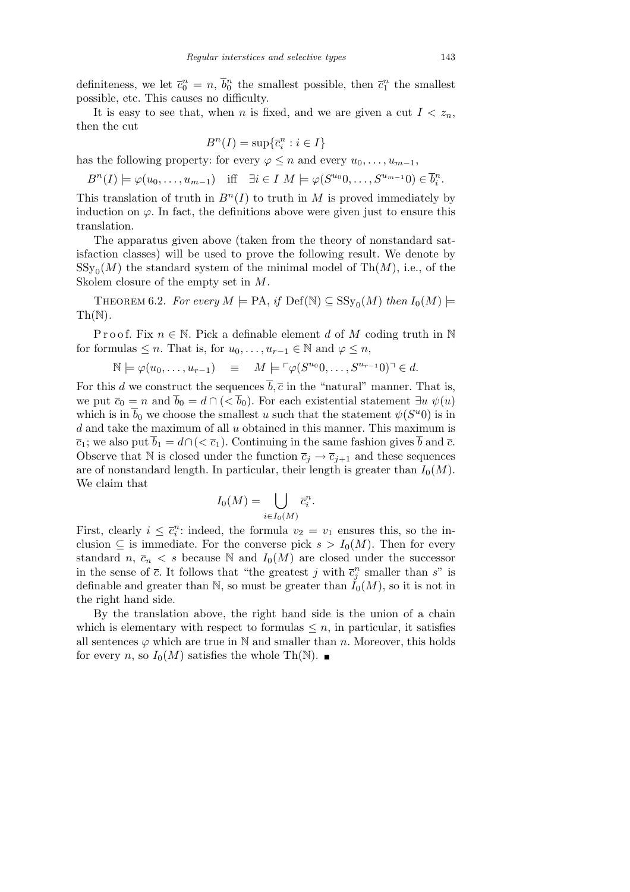definiteness, we let $\overline{c}^n_0 = n$, $\overline{b}^n_0$ the smallest possible, then $\overline{c}^n_1$ the smallest possible, etc. This causes no difficulty.

It is easy to see that, when $n$ is fixed, and we are given a cut $I < z_n$, then the cut

$$B^n(I) = \sup\{\overline{c}^n_i : i \in I\}$$

has the following property: for every $\varphi \le n$ and every $u_0, \ldots, u_{m-1}$,

$$B^n(I) \models \varphi(u_0, \ldots, u_{m-1}) \quad \text{iff} \quad \exists i \in I \ M \models \varphi(S^{u_0}0, \ldots, S^{u_{m-1}}0) \in \overline{b}^n_i.$$

This translation of truth in $B^n(I)$ to truth in $M$ is proved immediately by induction on $\varphi$. In fact, the definitions above were given just to ensure this translation.

The apparatus given above (taken from the theory of nonstandard satisfaction classes) will be used to prove the following result. We denote by $\mathrm{SSy}_0(M)$ the standard system of the minimal model of $\mathrm{Th}(M)$, i.e., of the Skolem closure of the empty set in $M$.

THEOREM 6.2. *For every $M \models \mathrm{PA}$, if $\mathrm{Def}(\mathbb{N}) \subseteq \mathrm{SSy}_0(M)$ then $I_0(M) \models \mathrm{Th}(\mathbb{N})$.*

Proof. Fix $n \in \mathbb{N}$. Pick a definable element $d$ of $M$ coding truth in $\mathbb{N}$ for formulas $\le n$. That is, for $u_0, \ldots, u_{r-1} \in \mathbb{N}$ and $\varphi \le n$,

$$\mathbb{N} \models \varphi(u_0, \ldots, u_{r-1}) \quad \equiv \quad M \models \ulcorner \varphi(S^{u_0}0, \ldots, S^{u_{r-1}}0)\urcorner \in d.$$

For this $d$ we construct the sequences $\overline{b}, \overline{c}$ in the "natural" manner. That is, we put $\overline{c}_0 = n$ and $\overline{b}_0 = d \cap (< \overline{b}_0)$. For each existential statement $\exists u \ \psi(u)$ which is in $\overline{b}_0$ we choose the smallest $u$ such that the statement $\psi(S^u 0)$ is in $d$ and take the maximum of all $u$ obtained in this manner. This maximum is $\overline{c}_1$; we also put $\overline{b}_1 = d \cap (< \overline{c}_1)$. Continuing in the same fashion gives $\overline{b}$ and $\overline{c}$. Observe that $\mathbb{N}$ is closed under the function $\overline{c}_j \to \overline{c}_{j+1}$ and these sequences are of nonstandard length. In particular, their length is greater than $I_0(M)$. We claim that

$$I_0(M) = \bigcup_{i \in I_0(M)} \overline{c}^n_i.$$

First, clearly $i \le \overline{c}^n_i$: indeed, the formula $v_2 = v_1$ ensures this, so the inclusion $\subseteq$ is immediate. For the converse pick $s > I_0(M)$. Then for every standard $n$, $\overline{c}_n < s$ because $\mathbb{N}$ and $I_0(M)$ are closed under the successor in the sense of $\overline{c}$. It follows that "the greatest $j$ with $\overline{c}^n_j$ smaller than $s$" is definable and greater than $\mathbb{N}$, so must be greater than $I_0(M)$, so it is not in the right hand side.

By the translation above, the right hand side is the union of a chain which is elementary with respect to formulas $\le n$, in particular, it satisfies all sentences $\varphi$ which are true in $\mathbb{N}$ and smaller than $n$. Moreover, this holds for every $n$, so $I_0(M)$ satisfies the whole $\mathrm{Th}(\mathbb{N})$. ∎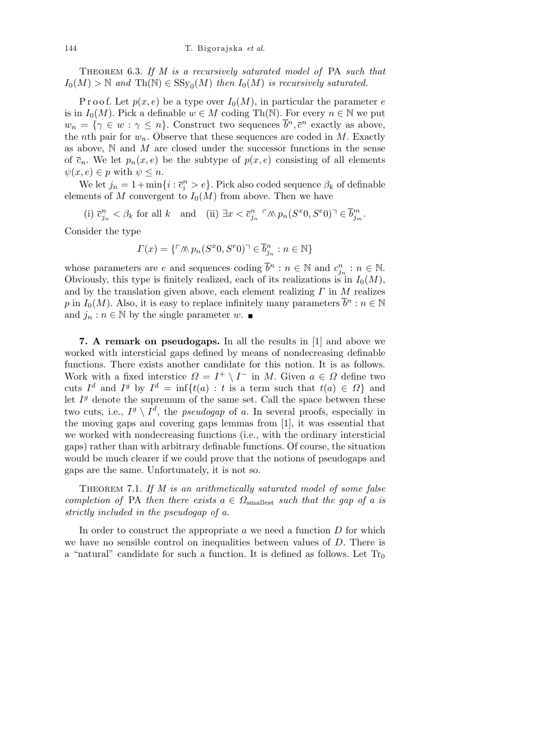Theorem 6.3. *If $M$ is a recursively saturated model of* PA *such that $I_0(M) > \mathbb{N}$ and $\mathrm{Th}(\mathbb{N}) \in \mathrm{SSy}_0(M)$ then $I_0(M)$ is recursively saturated.*

Proof. Let $p(x, e)$ be a type over $I_0(M)$, in particular the parameter $e$ is in $I_0(M)$. Pick a definable $w \in M$ coding $\mathrm{Th}(\mathbb{N})$. For every $n \in \mathbb{N}$ we put $w_n = \{\gamma \in w : \gamma \le n\}$. Construct two sequences $\overline{b}^n, \overline{c}^n$ exactly as above, the $n$th pair for $w_n$. Observe that these sequences are coded in $M$. Exactly as above, $\mathbb{N}$ and $M$ are closed under the successor functions in the sense of $\overline{c}_n$. We let $p_n(x, e)$ be the subtype of $p(x, e)$ consisting of all elements $\psi(x, e) \in p$ with $\psi \le n$.

We let $j_n = 1 + \min\{i : \overline{c}^n_i > e\}$. Pick also coded sequence $\beta_k$ of definable elements of $M$ convergent to $I_0(M)$ from above. Then we have

$$\text{(i) } \overline{c}^n_{j_n} < \beta_k \text{ for all } k \quad \text{and} \quad \text{(ii) } \exists x < \overline{c}^n_{j_n} \ \ulcorner \textstyle\bigwedge\!\!\!\bigwedge p_n(S^x 0, S^e 0) \urcorner \in \overline{b}^m_{j_m}.$$

Consider the type

$$\Gamma(x) = \{\ulcorner \textstyle\bigwedge\!\!\!\bigwedge p_n(S^x 0, S^e 0) \urcorner \in \overline{b}^n_{j_n} : n \in \mathbb{N}\}$$

whose parameters are $e$ and sequences coding $\overline{b}^n : n \in \mathbb{N}$ and $c^n_{j_n} : n \in \mathbb{N}$. Obviously, this type is finitely realized, each of its realizations is in $I_0(M)$, and by the translation given above, each element realizing $\Gamma$ in $M$ realizes $p$ in $I_0(M)$. Also, it is easy to replace infinitely many parameters $\overline{b}^n : n \in \mathbb{N}$ and $j_n : n \in \mathbb{N}$ by the single parameter $w$. ∎

**7. A remark on pseudogaps.** In all the results in [1] and above we worked with intersticial gaps defined by means of nondecreasing definable functions. There exists another candidate for this notion. It is as follows. Work with a fixed interstice $\Omega = I^+ \setminus I^-$ in $M$. Given $a \in \Omega$ define two cuts $I^d$ and $I^g$ by $I^d = \inf\{t(a) : t \text{ is a term such that } t(a) \in \Omega\}$ and let $I^g$ denote the supremum of the same set. Call the space between these two cuts, i.e., $I^g \setminus I^d$, the *pseudogap* of $a$. In several proofs, especially in the moving gaps and covering gaps lemmas from [1], it was essential that we worked with nondecreasing functions (i.e., with the ordinary intersticial gaps) rather than with arbitrary definable functions. Of course, the situation would be much clearer if we could prove that the notions of pseudogaps and gaps are the same. Unfortunately, it is not so.

Theorem 7.1. *If $M$ is an arithmetically saturated model of some false completion of* PA *then there exists $a \in \Omega_{\mathrm{smallest}}$ such that the gap of $a$ is strictly included in the pseudogap of $a$.*

In order to construct the appropriate $a$ we need a function $D$ for which we have no sensible control on inequalities between values of $D$. There is a "natural" candidate for such a function. It is defined as follows. Let $\mathrm{Tr}_0$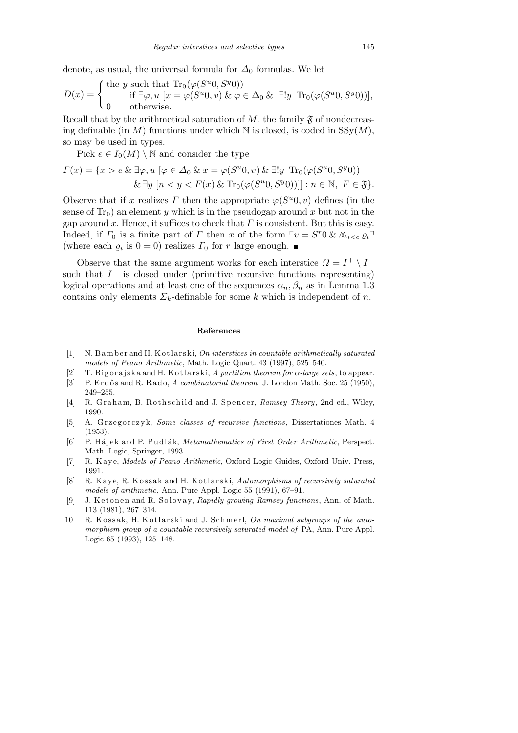denote, as usual, the universal formula for $\Delta_0$ formulas. We let

$$D(x) = \begin{cases} \text{the } y \text{ such that } \mathrm{Tr}_0(\varphi(S^u 0, S^y 0)) \\ \qquad \text{if } \exists \varphi, u\ [x = \varphi(S^u 0, v) \ \&\ \varphi \in \Delta_0 \ \&\ \exists! y\ \ \mathrm{Tr}_0(\varphi(S^u 0, S^y 0))], \\ 0 \qquad \text{otherwise.} \end{cases}$$

Recall that by the arithmetical saturation of $M$, the family $\mathfrak{F}$ of nondecreasing definable (in $M$) functions under which $\mathbb{N}$ is closed, is coded in $\mathrm{SSy}(M)$, so may be used in types.

Pick $e \in I_0(M) \setminus \mathbb{N}$ and consider the type

$$\begin{aligned} \Gamma(x) = \{x > e \ \&\ \exists \varphi, u\ [\varphi \in \Delta_0 \ \&\ x = \varphi(S^u 0, v) \ \&\ \exists! y\ \ \mathrm{Tr}_0(\varphi(S^u 0, S^y 0)) \\ \&\ \exists y\ [n < y < F(x) \ \&\ \mathrm{Tr}_0(\varphi(S^u 0, S^y 0))]] : n \in \mathbb{N},\ F \in \mathfrak{F}\}. \end{aligned}$$

Observe that if $x$ realizes $\Gamma$ then the appropriate $\varphi(S^u 0, v)$ defines (in the sense of $\mathrm{Tr}_0$) an element $y$ which is in the pseudogap around $x$ but not in the gap around $x$. Hence, it suffices to check that $\Gamma$ is consistent. But this is easy. Indeed, if $\Gamma_0$ is a finite part of $\Gamma$ then $x$ of the form $\ulcorner v = S^r 0 \ \&\ \bigwedge\!\!\!\bigwedge_{i<e} \varrho_i \urcorner$ (where each $\varrho_i$ is $0 = 0$) realizes $\Gamma_0$ for $r$ large enough. ■

Observe that the same argument works for each interstice $\Omega = I^+ \setminus I^-$ such that $I^-$ is closed under (primitive recursive functions representing) logical operations and at least one of the sequences $\alpha_n, \beta_n$ as in Lemma 1.3 contains only elements $\Sigma_k$-definable for some $k$ which is independent of $n$.

## References

[1] N. Bamber and H. Kotlarski, *On interstices in countable arithmetically saturated models of Peano Arithmetic*, Math. Logic Quart. 43 (1997), 525–540.

[2] T. Bigorajska and H. Kotlarski, *A partition theorem for $\alpha$-large sets*, to appear.

[3] P. Erdős and R. Rado, *A combinatorial theorem*, J. London Math. Soc. 25 (1950), 249–255.

[4] R. Graham, B. Rothschild and J. Spencer, *Ramsey Theory*, 2nd ed., Wiley, 1990.

[5] A. Grzegorczyk, *Some classes of recursive functions*, Dissertationes Math. 4 (1953).

[6] P. Hájek and P. Pudlák, *Metamathematics of First Order Arithmetic*, Perspect. Math. Logic, Springer, 1993.

[7] R. Kaye, *Models of Peano Arithmetic*, Oxford Logic Guides, Oxford Univ. Press, 1991.

[8] R. Kaye, R. Kossak and H. Kotlarski, *Automorphisms of recursively saturated models of arithmetic*, Ann. Pure Appl. Logic 55 (1991), 67–91.

[9] J. Ketonen and R. Solovay, *Rapidly growing Ramsey functions*, Ann. of Math. 113 (1981), 267–314.

[10] R. Kossak, H. Kotlarski and J. Schmerl, *On maximal subgroups of the automorphism group of a countable recursively saturated model of* PA, Ann. Pure Appl. Logic 65 (1993), 125–148.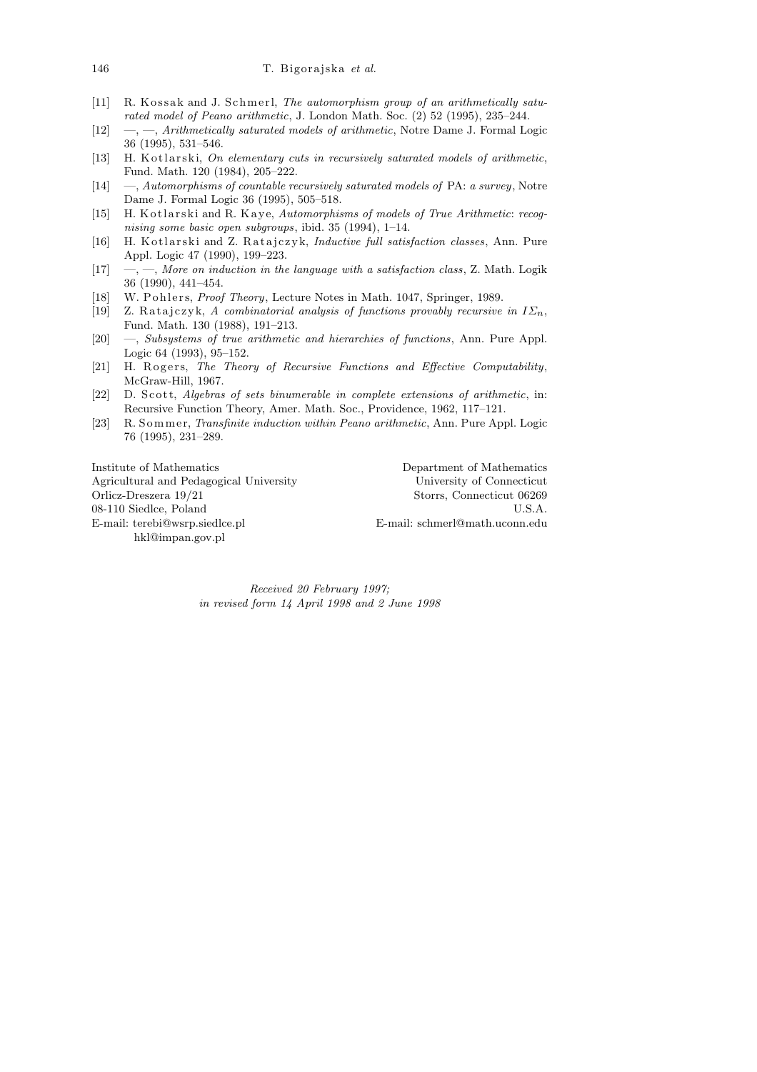[11] R. Kossak and J. Schmerl, *The automorphism group of an arithmetically saturated model of Peano arithmetic*, J. London Math. Soc. (2) 52 (1995), 235–244.

[12] —, —, *Arithmetically saturated models of arithmetic*, Notre Dame J. Formal Logic 36 (1995), 531–546.

[13] H. Kotlarski, *On elementary cuts in recursively saturated models of arithmetic*, Fund. Math. 120 (1984), 205–222.

[14] —, *Automorphisms of countable recursively saturated models of* PA: *a survey*, Notre Dame J. Formal Logic 36 (1995), 505–518.

[15] H. Kotlarski and R. Kaye, *Automorphisms of models of True Arithmetic*: *recognising some basic open subgroups*, ibid. 35 (1994), 1–14.

[16] H. Kotlarski and Z. Ratajczyk, *Inductive full satisfaction classes*, Ann. Pure Appl. Logic 47 (1990), 199–223.

[17] —, —, *More on induction in the language with a satisfaction class*, Z. Math. Logik 36 (1990), 441–454.

[18] W. Pohlers, *Proof Theory*, Lecture Notes in Math. 1047, Springer, 1989.

[19] Z. Ratajczyk, *A combinatorial analysis of functions provably recursive in $I\Sigma_n$*, Fund. Math. 130 (1988), 191–213.

[20] —, *Subsystems of true arithmetic and hierarchies of functions*, Ann. Pure Appl. Logic 64 (1993), 95–152.

[21] H. Rogers, *The Theory of Recursive Functions and Effective Computability*, McGraw-Hill, 1967.

[22] D. Scott, *Algebras of sets binumerable in complete extensions of arithmetic*, in: Recursive Function Theory, Amer. Math. Soc., Providence, 1962, 117–121.

[23] R. Sommer, *Transfinite induction within Peano arithmetic*, Ann. Pure Appl. Logic 76 (1995), 231–289.

Institute of Mathematics
Agricultural and Pedagogical University
Orlicz-Dreszera 19/21
08-110 Siedlce, Poland
E-mail: terebi@wsrp.siedlce.pl
hkl@impan.gov.pl

Department of Mathematics
University of Connecticut
Storrs, Connecticut 06269
U.S.A.
E-mail: schmerl@math.uconn.edu

*Received 20 February 1997;*
*in revised form 14 April 1998 and 2 June 1998*